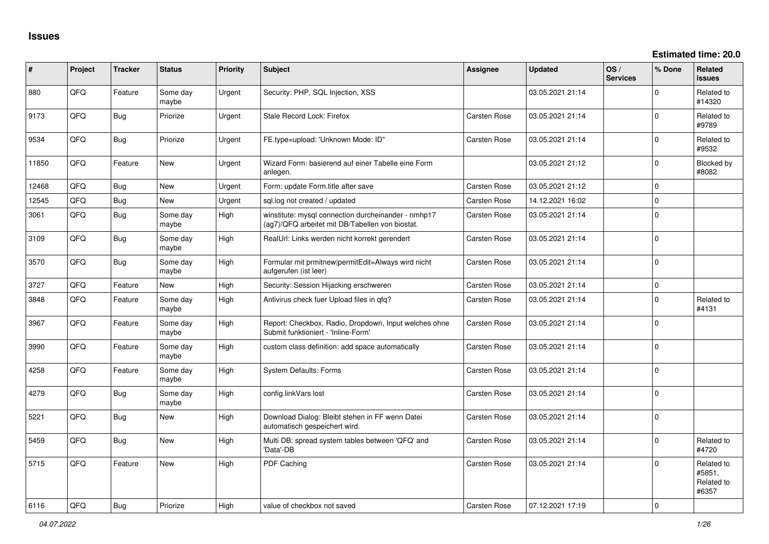# Issues

**Estimated time: 20.0**

| # | Project | Tracker | Status | Priority | Subject | Assignee | Updated | OS / Services | % Done | Related issues |
|---|---|---|---|---|---|---|---|---|---|---|
| 880 | QFQ | Feature | Some day maybe | Urgent | Security: PHP, SQL Injection, XSS | | 03.05.2021 21:14 | | 0 | Related to #14320 |
| 9173 | QFQ | Bug | Priorize | Urgent | Stale Record Lock: Firefox | Carsten Rose | 03.05.2021 21:14 | | 0 | Related to #9789 |
| 9534 | QFQ | Bug | Priorize | Urgent | FE.type=upload: 'Unknown Mode: ID" | Carsten Rose | 03.05.2021 21:14 | | 0 | Related to #9532 |
| 11850 | QFQ | Feature | New | Urgent | Wizard Form: basierend auf einer Tabelle eine Form anlegen. | | 03.05.2021 21:12 | | 0 | Blocked by #8082 |
| 12468 | QFQ | Bug | New | Urgent | Form: update Form.title after save | Carsten Rose | 03.05.2021 21:12 | | 0 | |
| 12545 | QFQ | Bug | New | Urgent | sql.log not created / updated | Carsten Rose | 14.12.2021 16:02 | | 0 | |
| 3061 | QFQ | Bug | Some day maybe | High | winstitute: mysql connection durcheinander - nmhp17 (ag7)/QFQ arbeitet mit DB/Tabellen von biostat. | Carsten Rose | 03.05.2021 21:14 | | 0 | |
| 3109 | QFQ | Bug | Some day maybe | High | RealUrl: Links werden nicht korrekt gerendert | Carsten Rose | 03.05.2021 21:14 | | 0 | |
| 3570 | QFQ | Bug | Some day maybe | High | Formular mit prmitnew\|permitEdit=Always wird nicht aufgerufen (ist leer) | Carsten Rose | 03.05.2021 21:14 | | 0 | |
| 3727 | QFQ | Feature | New | High | Security: Session Hijacking erschweren | Carsten Rose | 03.05.2021 21:14 | | 0 | |
| 3848 | QFQ | Feature | Some day maybe | High | Antivirus check fuer Upload files in qfq? | Carsten Rose | 03.05.2021 21:14 | | 0 | Related to #4131 |
| 3967 | QFQ | Feature | Some day maybe | High | Report: Checkbox, Radio, Dropdown, Input welches ohne Submit funktioniert - 'Inline-Form' | Carsten Rose | 03.05.2021 21:14 | | 0 | |
| 3990 | QFQ | Feature | Some day maybe | High | custom class definition: add space automatically | Carsten Rose | 03.05.2021 21:14 | | 0 | |
| 4258 | QFQ | Feature | Some day maybe | High | System Defaults: Forms | Carsten Rose | 03.05.2021 21:14 | | 0 | |
| 4279 | QFQ | Bug | Some day maybe | High | config.linkVars lost | Carsten Rose | 03.05.2021 21:14 | | 0 | |
| 5221 | QFQ | Bug | New | High | Download Dialog: Bleibt stehen in FF wenn Datei automatisch gespeichert wird. | Carsten Rose | 03.05.2021 21:14 | | 0 | |
| 5459 | QFQ | Bug | New | High | Multi DB: spread system tables between 'QFQ' and 'Data'-DB | Carsten Rose | 03.05.2021 21:14 | | 0 | Related to #4720 |
| 5715 | QFQ | Feature | New | High | PDF Caching | Carsten Rose | 03.05.2021 21:14 | | 0 | Related to #5851, Related to #6357 |
| 6116 | QFQ | Bug | Priorize | High | value of checkbox not saved | Carsten Rose | 07.12.2021 17:19 | | 0 | |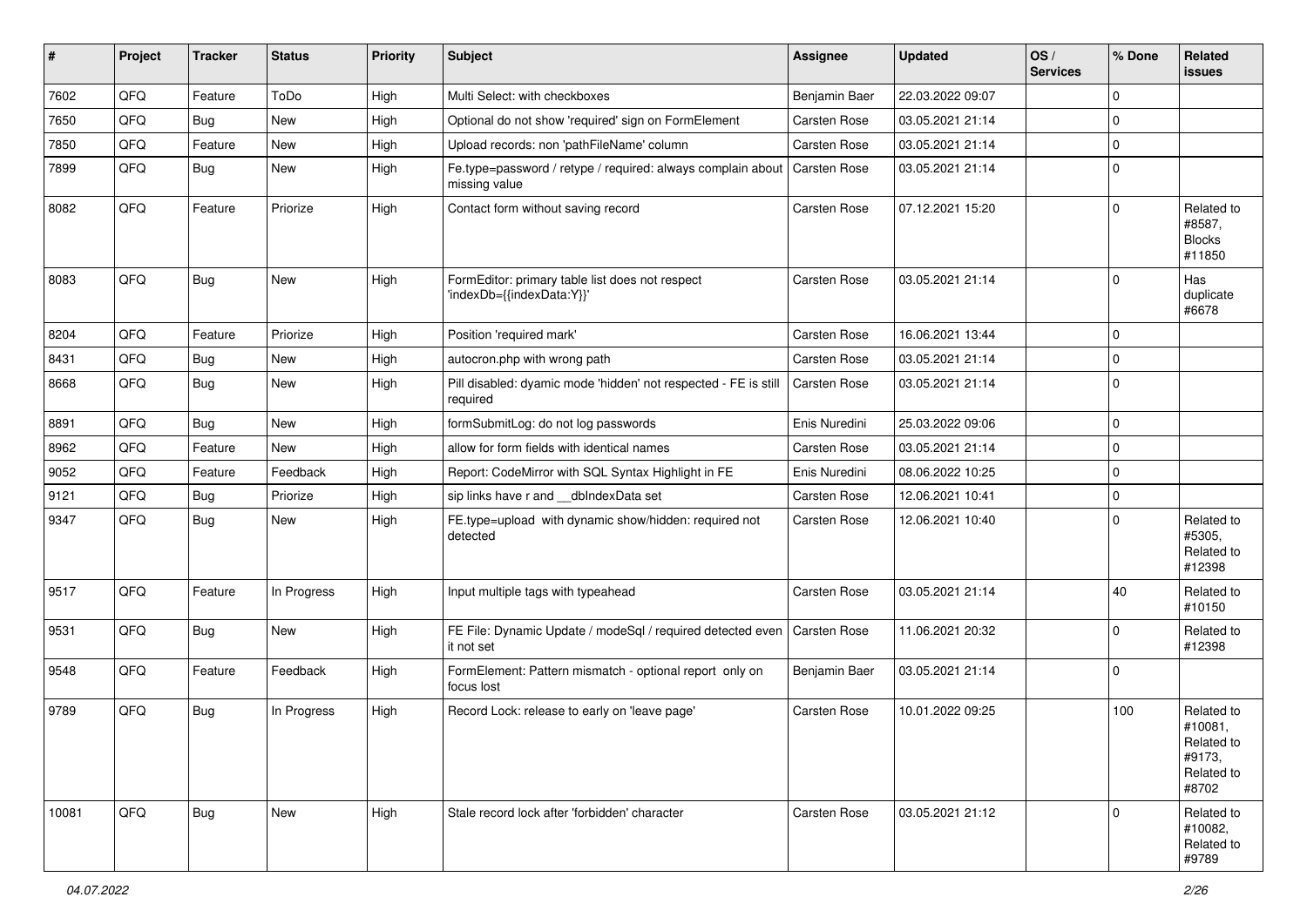| # | Project | Tracker | Status | Priority | Subject | Assignee | Updated | OS / Services | % Done | Related issues |
|---|---|---|---|---|---|---|---|---|---|---|
| 7602 | QFQ | Feature | ToDo | High | Multi Select: with checkboxes | Benjamin Baer | 22.03.2022 09:07 | | 0 | |
| 7650 | QFQ | Bug | New | High | Optional do not show 'required' sign on FormElement | Carsten Rose | 03.05.2021 21:14 | | 0 | |
| 7850 | QFQ | Feature | New | High | Upload records: non 'pathFileName' column | Carsten Rose | 03.05.2021 21:14 | | 0 | |
| 7899 | QFQ | Bug | New | High | Fe.type=password / retype / required: always complain about missing value | Carsten Rose | 03.05.2021 21:14 | | 0 | |
| 8082 | QFQ | Feature | Priorize | High | Contact form without saving record | Carsten Rose | 07.12.2021 15:20 | | 0 | Related to #8587, Blocks #11850 |
| 8083 | QFQ | Bug | New | High | FormEditor: primary table list does not respect 'indexDb={{indexData:Y}}' | Carsten Rose | 03.05.2021 21:14 | | 0 | Has duplicate #6678 |
| 8204 | QFQ | Feature | Priorize | High | Position 'required mark' | Carsten Rose | 16.06.2021 13:44 | | 0 | |
| 8431 | QFQ | Bug | New | High | autocron.php with wrong path | Carsten Rose | 03.05.2021 21:14 | | 0 | |
| 8668 | QFQ | Bug | New | High | Pill disabled: dyamic mode 'hidden' not respected - FE is still required | Carsten Rose | 03.05.2021 21:14 | | 0 | |
| 8891 | QFQ | Bug | New | High | formSubmitLog: do not log passwords | Enis Nuredini | 25.03.2022 09:06 | | 0 | |
| 8962 | QFQ | Feature | New | High | allow for form fields with identical names | Carsten Rose | 03.05.2021 21:14 | | 0 | |
| 9052 | QFQ | Feature | Feedback | High | Report: CodeMirror with SQL Syntax Highlight in FE | Enis Nuredini | 08.06.2022 10:25 | | 0 | |
| 9121 | QFQ | Bug | Priorize | High | sip links have r and __dbIndexData set | Carsten Rose | 12.06.2021 10:41 | | 0 | |
| 9347 | QFQ | Bug | New | High | FE.type=upload with dynamic show/hidden: required not detected | Carsten Rose | 12.06.2021 10:40 | | 0 | Related to #5305, Related to #12398 |
| 9517 | QFQ | Feature | In Progress | High | Input multiple tags with typeahead | Carsten Rose | 03.05.2021 21:14 | | 40 | Related to #10150 |
| 9531 | QFQ | Bug | New | High | FE File: Dynamic Update / modeSql / required detected even it not set | Carsten Rose | 11.06.2021 20:32 | | 0 | Related to #12398 |
| 9548 | QFQ | Feature | Feedback | High | FormElement: Pattern mismatch - optional report only on focus lost | Benjamin Baer | 03.05.2021 21:14 | | 0 | |
| 9789 | QFQ | Bug | In Progress | High | Record Lock: release to early on 'leave page' | Carsten Rose | 10.01.2022 09:25 | | 100 | Related to #10081, Related to #9173, Related to #8702 |
| 10081 | QFQ | Bug | New | High | Stale record lock after 'forbidden' character | Carsten Rose | 03.05.2021 21:12 | | 0 | Related to #10082, Related to #9789 |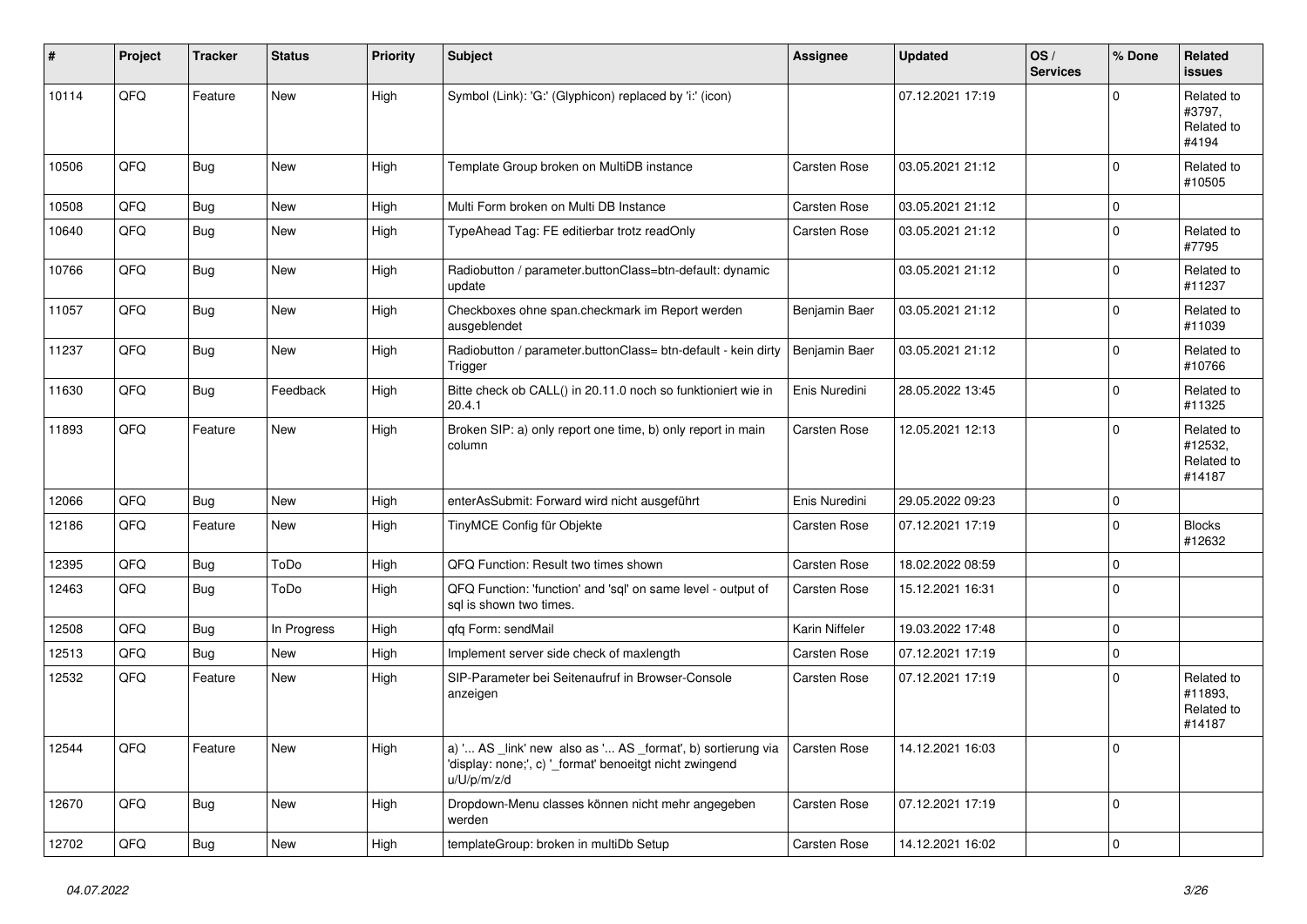| # | Project | Tracker | Status | Priority | Subject | Assignee | Updated | OS / Services | % Done | Related issues |
|---|---|---|---|---|---|---|---|---|---|---|
| 10114 | QFQ | Feature | New | High | Symbol (Link): 'G:' (Glyphicon) replaced by 'i:' (icon) | | 07.12.2021 17:19 | | 0 | Related to #3797, Related to #4194 |
| 10506 | QFQ | Bug | New | High | Template Group broken on MultiDB instance | Carsten Rose | 03.05.2021 21:12 | | 0 | Related to #10505 |
| 10508 | QFQ | Bug | New | High | Multi Form broken on Multi DB Instance | Carsten Rose | 03.05.2021 21:12 | | 0 | |
| 10640 | QFQ | Bug | New | High | TypeAhead Tag: FE editierbar trotz readOnly | Carsten Rose | 03.05.2021 21:12 | | 0 | Related to #7795 |
| 10766 | QFQ | Bug | New | High | Radiobutton / parameter.buttonClass=btn-default: dynamic update | | 03.05.2021 21:12 | | 0 | Related to #11237 |
| 11057 | QFQ | Bug | New | High | Checkboxes ohne span.checkmark im Report werden ausgeblendet | Benjamin Baer | 03.05.2021 21:12 | | 0 | Related to #11039 |
| 11237 | QFQ | Bug | New | High | Radiobutton / parameter.buttonClass= btn-default - kein dirty Trigger | Benjamin Baer | 03.05.2021 21:12 | | 0 | Related to #10766 |
| 11630 | QFQ | Bug | Feedback | High | Bitte check ob CALL() in 20.11.0 noch so funktioniert wie in 20.4.1 | Enis Nuredini | 28.05.2022 13:45 | | 0 | Related to #11325 |
| 11893 | QFQ | Feature | New | High | Broken SIP: a) only report one time, b) only report in main column | Carsten Rose | 12.05.2021 12:13 | | 0 | Related to #12532, Related to #14187 |
| 12066 | QFQ | Bug | New | High | enterAsSubmit: Forward wird nicht ausgeführt | Enis Nuredini | 29.05.2022 09:23 | | 0 | |
| 12186 | QFQ | Feature | New | High | TinyMCE Config für Objekte | Carsten Rose | 07.12.2021 17:19 | | 0 | Blocks #12632 |
| 12395 | QFQ | Bug | ToDo | High | QFQ Function: Result two times shown | Carsten Rose | 18.02.2022 08:59 | | 0 | |
| 12463 | QFQ | Bug | ToDo | High | QFQ Function: 'function' and 'sql' on same level - output of sql is shown two times. | Carsten Rose | 15.12.2021 16:31 | | 0 | |
| 12508 | QFQ | Bug | In Progress | High | qfq Form: sendMail | Karin Niffeler | 19.03.2022 17:48 | | 0 | |
| 12513 | QFQ | Bug | New | High | Implement server side check of maxlength | Carsten Rose | 07.12.2021 17:19 | | 0 | |
| 12532 | QFQ | Feature | New | High | SIP-Parameter bei Seitenaufruf in Browser-Console anzeigen | Carsten Rose | 07.12.2021 17:19 | | 0 | Related to #11893, Related to #14187 |
| 12544 | QFQ | Feature | New | High | a) '... AS _link' new also as '... AS _format', b) sortierung via 'display: none;', c) '_format' benoeitgt nicht zwingend u/U/p/m/z/d | Carsten Rose | 14.12.2021 16:03 | | 0 | |
| 12670 | QFQ | Bug | New | High | Dropdown-Menu classes können nicht mehr angegeben werden | Carsten Rose | 07.12.2021 17:19 | | 0 | |
| 12702 | QFQ | Bug | New | High | templateGroup: broken in multiDb Setup | Carsten Rose | 14.12.2021 16:02 | | 0 | |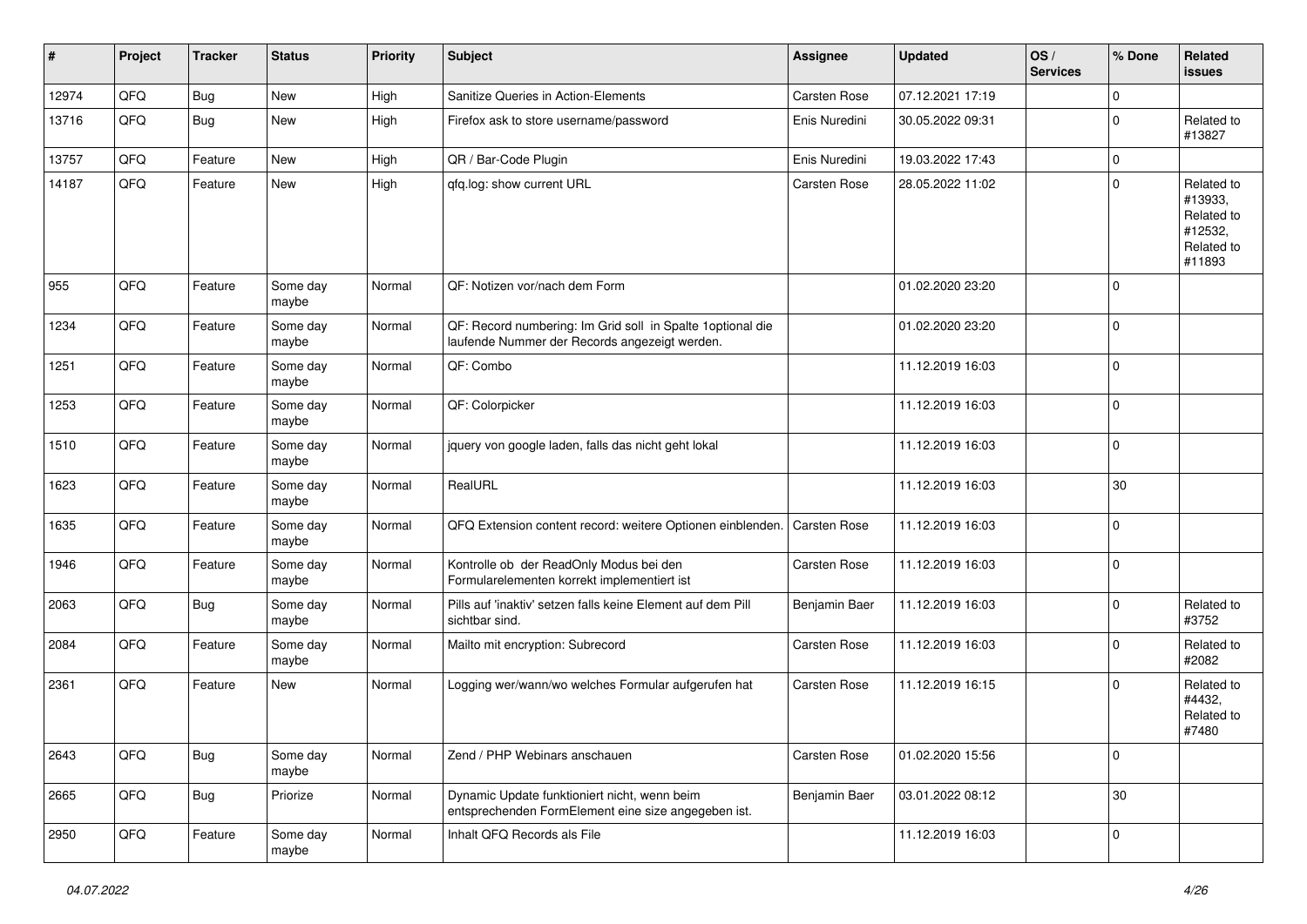| # | Project | Tracker | Status | Priority | Subject | Assignee | Updated | OS / Services | % Done | Related issues |
|---|---|---|---|---|---|---|---|---|---|---|
| 12974 | QFQ | Bug | New | High | Sanitize Queries in Action-Elements | Carsten Rose | 07.12.2021 17:19 | | 0 | |
| 13716 | QFQ | Bug | New | High | Firefox ask to store username/password | Enis Nuredini | 30.05.2022 09:31 | | 0 | Related to #13827 |
| 13757 | QFQ | Feature | New | High | QR / Bar-Code Plugin | Enis Nuredini | 19.03.2022 17:43 | | 0 | |
| 14187 | QFQ | Feature | New | High | qfq.log: show current URL | Carsten Rose | 28.05.2022 11:02 | | 0 | Related to #13933, Related to #12532, Related to #11893 |
| 955 | QFQ | Feature | Some day maybe | Normal | QF: Notizen vor/nach dem Form | | 01.02.2020 23:20 | | 0 | |
| 1234 | QFQ | Feature | Some day maybe | Normal | QF: Record numbering: Im Grid soll in Spalte 1optional die laufende Nummer der Records angezeigt werden. | | 01.02.2020 23:20 | | 0 | |
| 1251 | QFQ | Feature | Some day maybe | Normal | QF: Combo | | 11.12.2019 16:03 | | 0 | |
| 1253 | QFQ | Feature | Some day maybe | Normal | QF: Colorpicker | | 11.12.2019 16:03 | | 0 | |
| 1510 | QFQ | Feature | Some day maybe | Normal | jquery von google laden, falls das nicht geht lokal | | 11.12.2019 16:03 | | 0 | |
| 1623 | QFQ | Feature | Some day maybe | Normal | RealURL | | 11.12.2019 16:03 | | 30 | |
| 1635 | QFQ | Feature | Some day maybe | Normal | QFQ Extension content record: weitere Optionen einblenden. | Carsten Rose | 11.12.2019 16:03 | | 0 | |
| 1946 | QFQ | Feature | Some day maybe | Normal | Kontrolle ob der ReadOnly Modus bei den Formularelementen korrekt implementiert ist | Carsten Rose | 11.12.2019 16:03 | | 0 | |
| 2063 | QFQ | Bug | Some day maybe | Normal | Pills auf 'inaktiv' setzen falls keine Element auf dem Pill sichtbar sind. | Benjamin Baer | 11.12.2019 16:03 | | 0 | Related to #3752 |
| 2084 | QFQ | Feature | Some day maybe | Normal | Mailto mit encryption: Subrecord | Carsten Rose | 11.12.2019 16:03 | | 0 | Related to #2082 |
| 2361 | QFQ | Feature | New | Normal | Logging wer/wann/wo welches Formular aufgerufen hat | Carsten Rose | 11.12.2019 16:15 | | 0 | Related to #4432, Related to #7480 |
| 2643 | QFQ | Bug | Some day maybe | Normal | Zend / PHP Webinars anschauen | Carsten Rose | 01.02.2020 15:56 | | 0 | |
| 2665 | QFQ | Bug | Priorize | Normal | Dynamic Update funktioniert nicht, wenn beim entsprechenden FormElement eine size angegeben ist. | Benjamin Baer | 03.01.2022 08:12 | | 30 | |
| 2950 | QFQ | Feature | Some day maybe | Normal | Inhalt QFQ Records als File | | 11.12.2019 16:03 | | 0 | |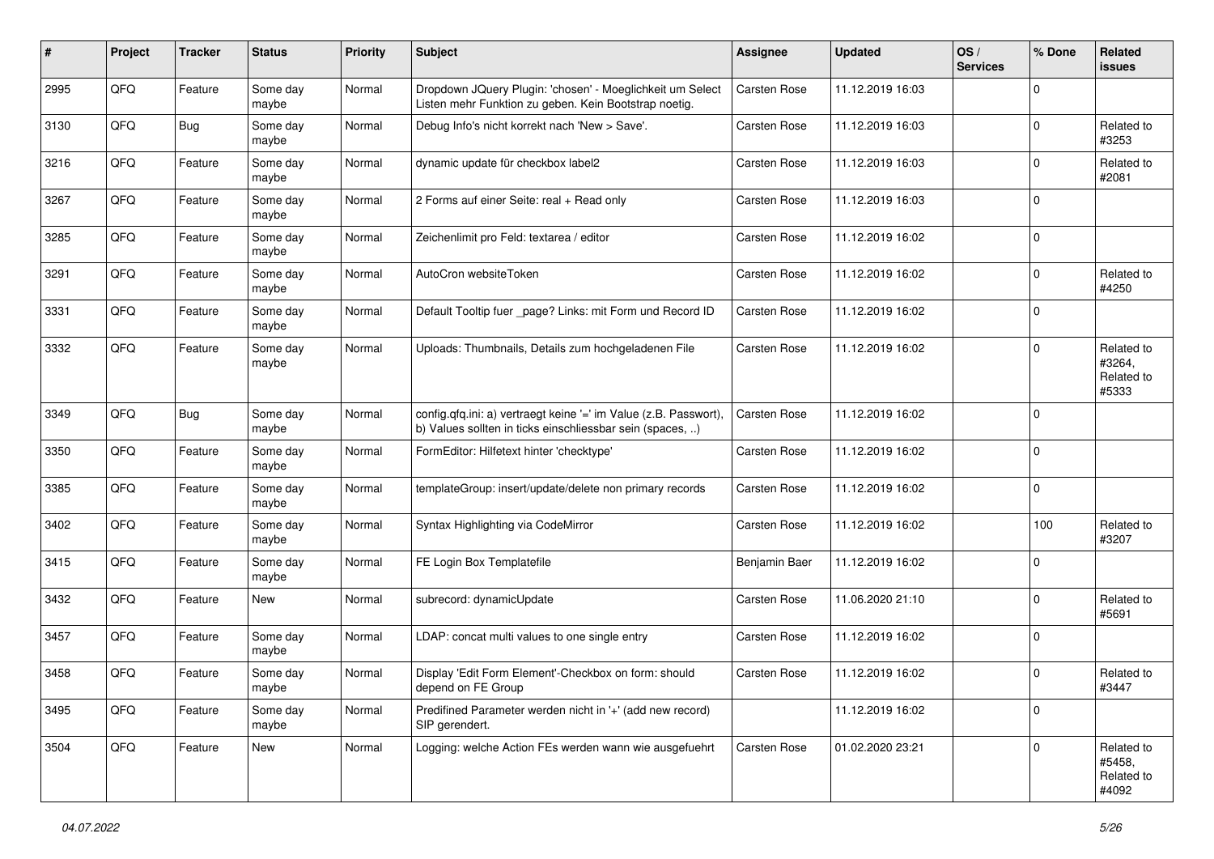| # | Project | Tracker | Status | Priority | Subject | Assignee | Updated | OS / Services | % Done | Related issues |
|---|---|---|---|---|---|---|---|---|---|---|
| 2995 | QFQ | Feature | Some day maybe | Normal | Dropdown JQuery Plugin: 'chosen' - Moeglichkeit um Select Listen mehr Funktion zu geben. Kein Bootstrap noetig. | Carsten Rose | 11.12.2019 16:03 | | 0 | |
| 3130 | QFQ | Bug | Some day maybe | Normal | Debug Info's nicht korrekt nach 'New > Save'. | Carsten Rose | 11.12.2019 16:03 | | 0 | Related to #3253 |
| 3216 | QFQ | Feature | Some day maybe | Normal | dynamic update für checkbox label2 | Carsten Rose | 11.12.2019 16:03 | | 0 | Related to #2081 |
| 3267 | QFQ | Feature | Some day maybe | Normal | 2 Forms auf einer Seite: real + Read only | Carsten Rose | 11.12.2019 16:03 | | 0 | |
| 3285 | QFQ | Feature | Some day maybe | Normal | Zeichenlimit pro Feld: textarea / editor | Carsten Rose | 11.12.2019 16:02 | | 0 | |
| 3291 | QFQ | Feature | Some day maybe | Normal | AutoCron websiteToken | Carsten Rose | 11.12.2019 16:02 | | 0 | Related to #4250 |
| 3331 | QFQ | Feature | Some day maybe | Normal | Default Tooltip fuer _page? Links: mit Form und Record ID | Carsten Rose | 11.12.2019 16:02 | | 0 | |
| 3332 | QFQ | Feature | Some day maybe | Normal | Uploads: Thumbnails, Details zum hochgeladenen File | Carsten Rose | 11.12.2019 16:02 | | 0 | Related to #3264, Related to #5333 |
| 3349 | QFQ | Bug | Some day maybe | Normal | config.qfq.ini: a) vertraegt keine '=' im Value (z.B. Passwort), b) Values sollten in ticks einschliessbar sein (spaces, ..) | Carsten Rose | 11.12.2019 16:02 | | 0 | |
| 3350 | QFQ | Feature | Some day maybe | Normal | FormEditor: Hilfetext hinter 'checktype' | Carsten Rose | 11.12.2019 16:02 | | 0 | |
| 3385 | QFQ | Feature | Some day maybe | Normal | templateGroup: insert/update/delete non primary records | Carsten Rose | 11.12.2019 16:02 | | 0 | |
| 3402 | QFQ | Feature | Some day maybe | Normal | Syntax Highlighting via CodeMirror | Carsten Rose | 11.12.2019 16:02 | | 100 | Related to #3207 |
| 3415 | QFQ | Feature | Some day maybe | Normal | FE Login Box Templatefile | Benjamin Baer | 11.12.2019 16:02 | | 0 | |
| 3432 | QFQ | Feature | New | Normal | subrecord: dynamicUpdate | Carsten Rose | 11.06.2020 21:10 | | 0 | Related to #5691 |
| 3457 | QFQ | Feature | Some day maybe | Normal | LDAP: concat multi values to one single entry | Carsten Rose | 11.12.2019 16:02 | | 0 | |
| 3458 | QFQ | Feature | Some day maybe | Normal | Display 'Edit Form Element'-Checkbox on form: should depend on FE Group | Carsten Rose | 11.12.2019 16:02 | | 0 | Related to #3447 |
| 3495 | QFQ | Feature | Some day maybe | Normal | Predifined Parameter werden nicht in '+' (add new record) SIP gerendert. | | 11.12.2019 16:02 | | 0 | |
| 3504 | QFQ | Feature | New | Normal | Logging: welche Action FEs werden wann wie ausgefuehrt | Carsten Rose | 01.02.2020 23:21 | | 0 | Related to #5458, Related to #4092 |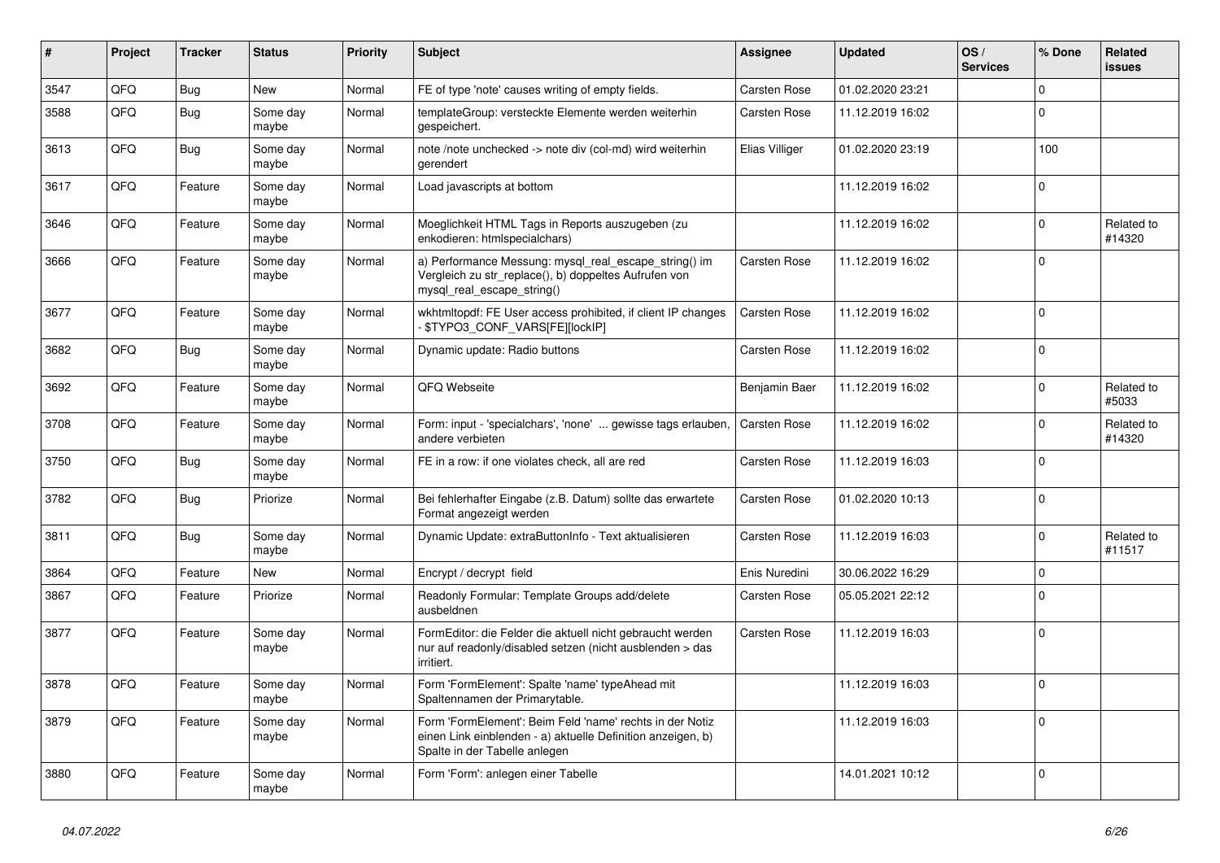| # | Project | Tracker | Status | Priority | Subject | Assignee | Updated | OS / Services | % Done | Related issues |
|---|---|---|---|---|---|---|---|---|---|---|
| 3547 | QFQ | Bug | New | Normal | FE of type 'note' causes writing of empty fields. | Carsten Rose | 01.02.2020 23:21 | | 0 | |
| 3588 | QFQ | Bug | Some day maybe | Normal | templateGroup: versteckte Elemente werden weiterhin gespeichert. | Carsten Rose | 11.12.2019 16:02 | | 0 | |
| 3613 | QFQ | Bug | Some day maybe | Normal | note /note unchecked -> note div (col-md) wird weiterhin gerendert | Elias Villiger | 01.02.2020 23:19 | | 100 | |
| 3617 | QFQ | Feature | Some day maybe | Normal | Load javascripts at bottom | | 11.12.2019 16:02 | | 0 | |
| 3646 | QFQ | Feature | Some day maybe | Normal | Moeglichkeit HTML Tags in Reports auszugeben (zu enkodieren: htmlspecialchars) | | 11.12.2019 16:02 | | 0 | Related to #14320 |
| 3666 | QFQ | Feature | Some day maybe | Normal | a) Performance Messung: mysql_real_escape_string() im Vergleich zu str_replace(), b) doppeltes Aufrufen von mysql_real_escape_string() | Carsten Rose | 11.12.2019 16:02 | | 0 | |
| 3677 | QFQ | Feature | Some day maybe | Normal | wkhtmltopdf: FE User access prohibited, if client IP changes - $TYPO3_CONF_VARS[FE][lockIP] | Carsten Rose | 11.12.2019 16:02 | | 0 | |
| 3682 | QFQ | Bug | Some day maybe | Normal | Dynamic update: Radio buttons | Carsten Rose | 11.12.2019 16:02 | | 0 | |
| 3692 | QFQ | Feature | Some day maybe | Normal | QFQ Webseite | Benjamin Baer | 11.12.2019 16:02 | | 0 | Related to #5033 |
| 3708 | QFQ | Feature | Some day maybe | Normal | Form: input - 'specialchars', 'none' ... gewisse tags erlauben, andere verbieten | Carsten Rose | 11.12.2019 16:02 | | 0 | Related to #14320 |
| 3750 | QFQ | Bug | Some day maybe | Normal | FE in a row: if one violates check, all are red | Carsten Rose | 11.12.2019 16:03 | | 0 | |
| 3782 | QFQ | Bug | Priorize | Normal | Bei fehlerhafter Eingabe (z.B. Datum) sollte das erwartete Format angezeigt werden | Carsten Rose | 01.02.2020 10:13 | | 0 | |
| 3811 | QFQ | Bug | Some day maybe | Normal | Dynamic Update: extraButtonInfo - Text aktualisieren | Carsten Rose | 11.12.2019 16:03 | | 0 | Related to #11517 |
| 3864 | QFQ | Feature | New | Normal | Encrypt / decrypt field | Enis Nuredini | 30.06.2022 16:29 | | 0 | |
| 3867 | QFQ | Feature | Priorize | Normal | Readonly Formular: Template Groups add/delete ausbeldnen | Carsten Rose | 05.05.2021 22:12 | | 0 | |
| 3877 | QFQ | Feature | Some day maybe | Normal | FormEditor: die Felder die aktuell nicht gebraucht werden nur auf readonly/disabled setzen (nicht ausblenden > das irritiert. | Carsten Rose | 11.12.2019 16:03 | | 0 | |
| 3878 | QFQ | Feature | Some day maybe | Normal | Form 'FormElement': Spalte 'name' typeAhead mit Spaltennamen der Primarytable. | | 11.12.2019 16:03 | | 0 | |
| 3879 | QFQ | Feature | Some day maybe | Normal | Form 'FormElement': Beim Feld 'name' rechts in der Notiz einen Link einblenden - a) aktuelle Definition anzeigen, b) Spalte in der Tabelle anlegen | | 11.12.2019 16:03 | | 0 | |
| 3880 | QFQ | Feature | Some day maybe | Normal | Form 'Form': anlegen einer Tabelle | | 14.01.2021 10:12 | | 0 | |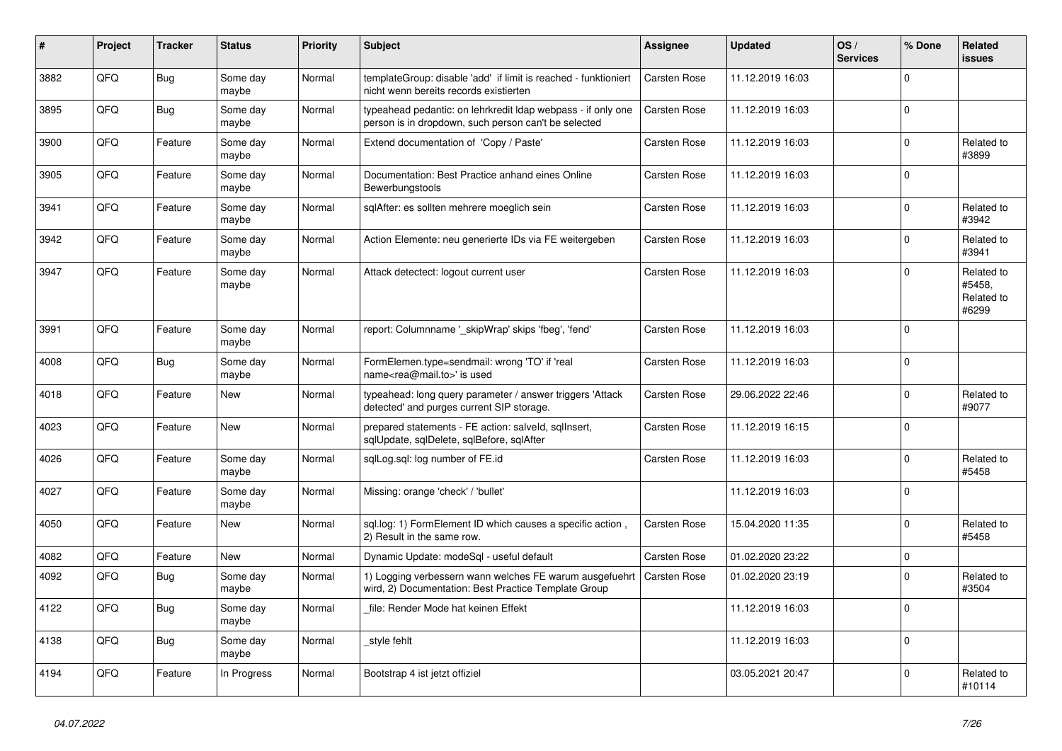| # | Project | Tracker | Status | Priority | Subject | Assignee | Updated | OS / Services | % Done | Related issues |
|---|---|---|---|---|---|---|---|---|---|---|
| 3882 | QFQ | Bug | Some day maybe | Normal | templateGroup: disable 'add' if limit is reached - funktioniert nicht wenn bereits records existierten | Carsten Rose | 11.12.2019 16:03 | | 0 | |
| 3895 | QFQ | Bug | Some day maybe | Normal | typeahead pedantic: on lehrkredit ldap webpass - if only one person is in dropdown, such person can't be selected | Carsten Rose | 11.12.2019 16:03 | | 0 | |
| 3900 | QFQ | Feature | Some day maybe | Normal | Extend documentation of 'Copy / Paste' | Carsten Rose | 11.12.2019 16:03 | | 0 | Related to #3899 |
| 3905 | QFQ | Feature | Some day maybe | Normal | Documentation: Best Practice anhand eines Online Bewerbungstools | Carsten Rose | 11.12.2019 16:03 | | 0 | |
| 3941 | QFQ | Feature | Some day maybe | Normal | sqlAfter: es sollten mehrere moeglich sein | Carsten Rose | 11.12.2019 16:03 | | 0 | Related to #3942 |
| 3942 | QFQ | Feature | Some day maybe | Normal | Action Elemente: neu generierte IDs via FE weitergeben | Carsten Rose | 11.12.2019 16:03 | | 0 | Related to #3941 |
| 3947 | QFQ | Feature | Some day maybe | Normal | Attack detectect: logout current user | Carsten Rose | 11.12.2019 16:03 | | 0 | Related to #5458, Related to #6299 |
| 3991 | QFQ | Feature | Some day maybe | Normal | report: Columnname '_skipWrap' skips 'fbeg', 'fend' | Carsten Rose | 11.12.2019 16:03 | | 0 | |
| 4008 | QFQ | Bug | Some day maybe | Normal | FormElemen.type=sendmail: wrong 'TO' if 'real name<rea@mail.to>' is used | Carsten Rose | 11.12.2019 16:03 | | 0 | |
| 4018 | QFQ | Feature | New | Normal | typeahead: long query parameter / answer triggers 'Attack detected' and purges current SIP storage. | Carsten Rose | 29.06.2022 22:46 | | 0 | Related to #9077 |
| 4023 | QFQ | Feature | New | Normal | prepared statements - FE action: salveId, sqlInsert, sqlUpdate, sqlDelete, sqlBefore, sqlAfter | Carsten Rose | 11.12.2019 16:15 | | 0 | |
| 4026 | QFQ | Feature | Some day maybe | Normal | sqlLog.sql: log number of FE.id | Carsten Rose | 11.12.2019 16:03 | | 0 | Related to #5458 |
| 4027 | QFQ | Feature | Some day maybe | Normal | Missing: orange 'check' / 'bullet' | | 11.12.2019 16:03 | | 0 | |
| 4050 | QFQ | Feature | New | Normal | sql.log: 1) FormElement ID which causes a specific action , 2) Result in the same row. | Carsten Rose | 15.04.2020 11:35 | | 0 | Related to #5458 |
| 4082 | QFQ | Feature | New | Normal | Dynamic Update: modeSql - useful default | Carsten Rose | 01.02.2020 23:22 | | 0 | |
| 4092 | QFQ | Bug | Some day maybe | Normal | 1) Logging verbessern wann welches FE warum ausgefuehrt wird, 2) Documentation: Best Practice Template Group | Carsten Rose | 01.02.2020 23:19 | | 0 | Related to #3504 |
| 4122 | QFQ | Bug | Some day maybe | Normal | _file: Render Mode hat keinen Effekt | | 11.12.2019 16:03 | | 0 | |
| 4138 | QFQ | Bug | Some day maybe | Normal | _style fehlt | | 11.12.2019 16:03 | | 0 | |
| 4194 | QFQ | Feature | In Progress | Normal | Bootstrap 4 ist jetzt offiziel | | 03.05.2021 20:47 | | 0 | Related to #10114 |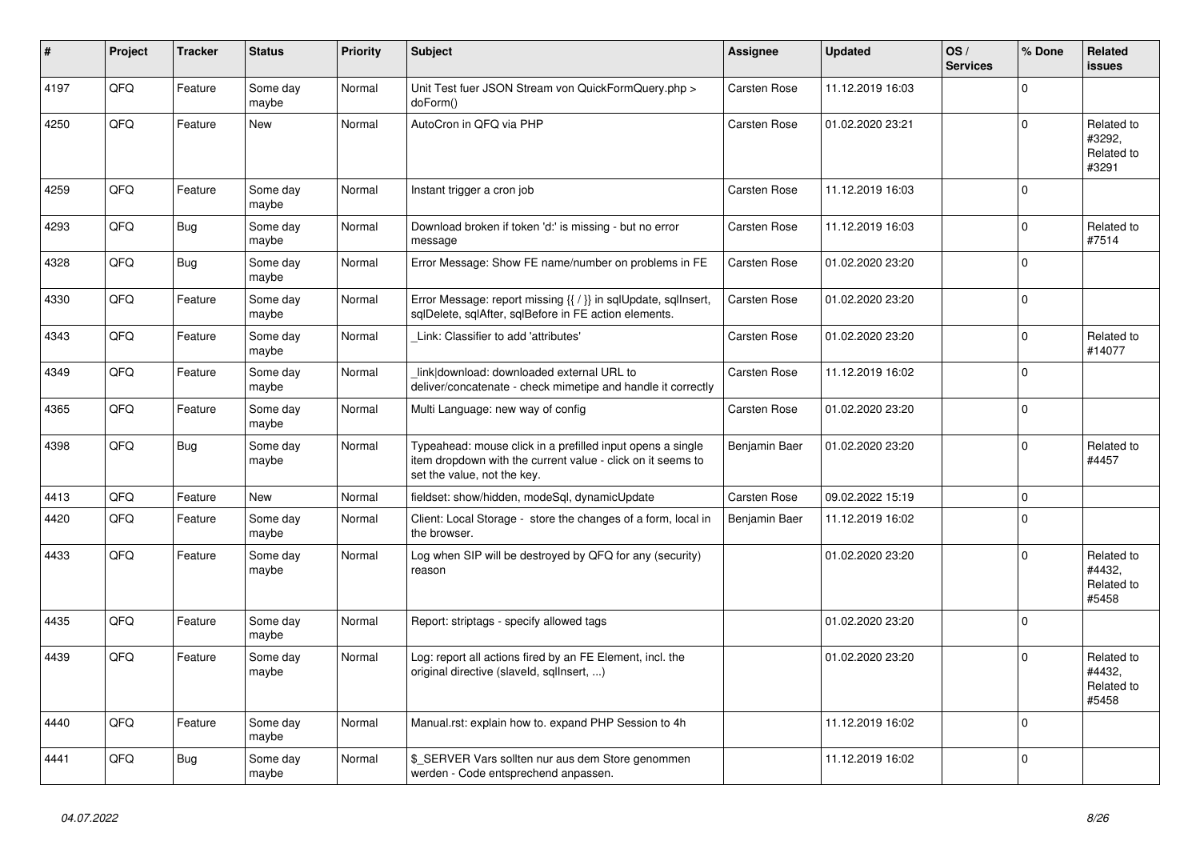| # | Project | Tracker | Status | Priority | Subject | Assignee | Updated | OS / Services | % Done | Related issues |
|---|---|---|---|---|---|---|---|---|---|---|
| 4197 | QFQ | Feature | Some day maybe | Normal | Unit Test fuer JSON Stream von QuickFormQuery.php > doForm() | Carsten Rose | 11.12.2019 16:03 | | 0 | |
| 4250 | QFQ | Feature | New | Normal | AutoCron in QFQ via PHP | Carsten Rose | 01.02.2020 23:21 | | 0 | Related to #3292, Related to #3291 |
| 4259 | QFQ | Feature | Some day maybe | Normal | Instant trigger a cron job | Carsten Rose | 11.12.2019 16:03 | | 0 | |
| 4293 | QFQ | Bug | Some day maybe | Normal | Download broken if token 'd:' is missing - but no error message | Carsten Rose | 11.12.2019 16:03 | | 0 | Related to #7514 |
| 4328 | QFQ | Bug | Some day maybe | Normal | Error Message: Show FE name/number on problems in FE | Carsten Rose | 01.02.2020 23:20 | | 0 | |
| 4330 | QFQ | Feature | Some day maybe | Normal | Error Message: report missing {{ / }} in sqlUpdate, sqlInsert, sqlDelete, sqlAfter, sqlBefore in FE action elements. | Carsten Rose | 01.02.2020 23:20 | | 0 | |
| 4343 | QFQ | Feature | Some day maybe | Normal | _Link: Classifier to add 'attributes' | Carsten Rose | 01.02.2020 23:20 | | 0 | Related to #14077 |
| 4349 | QFQ | Feature | Some day maybe | Normal | _link\|download: downloaded external URL to deliver/concatenate - check mimetipe and handle it correctly | Carsten Rose | 11.12.2019 16:02 | | 0 | |
| 4365 | QFQ | Feature | Some day maybe | Normal | Multi Language: new way of config | Carsten Rose | 01.02.2020 23:20 | | 0 | |
| 4398 | QFQ | Bug | Some day maybe | Normal | Typeahead: mouse click in a prefilled input opens a single item dropdown with the current value - click on it seems to set the value, not the key. | Benjamin Baer | 01.02.2020 23:20 | | 0 | Related to #4457 |
| 4413 | QFQ | Feature | New | Normal | fieldset: show/hidden, modeSql, dynamicUpdate | Carsten Rose | 09.02.2022 15:19 | | 0 | |
| 4420 | QFQ | Feature | Some day maybe | Normal | Client: Local Storage - store the changes of a form, local in the browser. | Benjamin Baer | 11.12.2019 16:02 | | 0 | |
| 4433 | QFQ | Feature | Some day maybe | Normal | Log when SIP will be destroyed by QFQ for any (security) reason | | 01.02.2020 23:20 | | 0 | Related to #4432, Related to #5458 |
| 4435 | QFQ | Feature | Some day maybe | Normal | Report: striptags - specify allowed tags | | 01.02.2020 23:20 | | 0 | |
| 4439 | QFQ | Feature | Some day maybe | Normal | Log: report all actions fired by an FE Element, incl. the original directive (slaveId, sqlInsert, ...) | | 01.02.2020 23:20 | | 0 | Related to #4432, Related to #5458 |
| 4440 | QFQ | Feature | Some day maybe | Normal | Manual.rst: explain how to. expand PHP Session to 4h | | 11.12.2019 16:02 | | 0 | |
| 4441 | QFQ | Bug | Some day maybe | Normal | $_SERVER Vars sollten nur aus dem Store genommen werden - Code entsprechend anpassen. | | 11.12.2019 16:02 | | 0 | |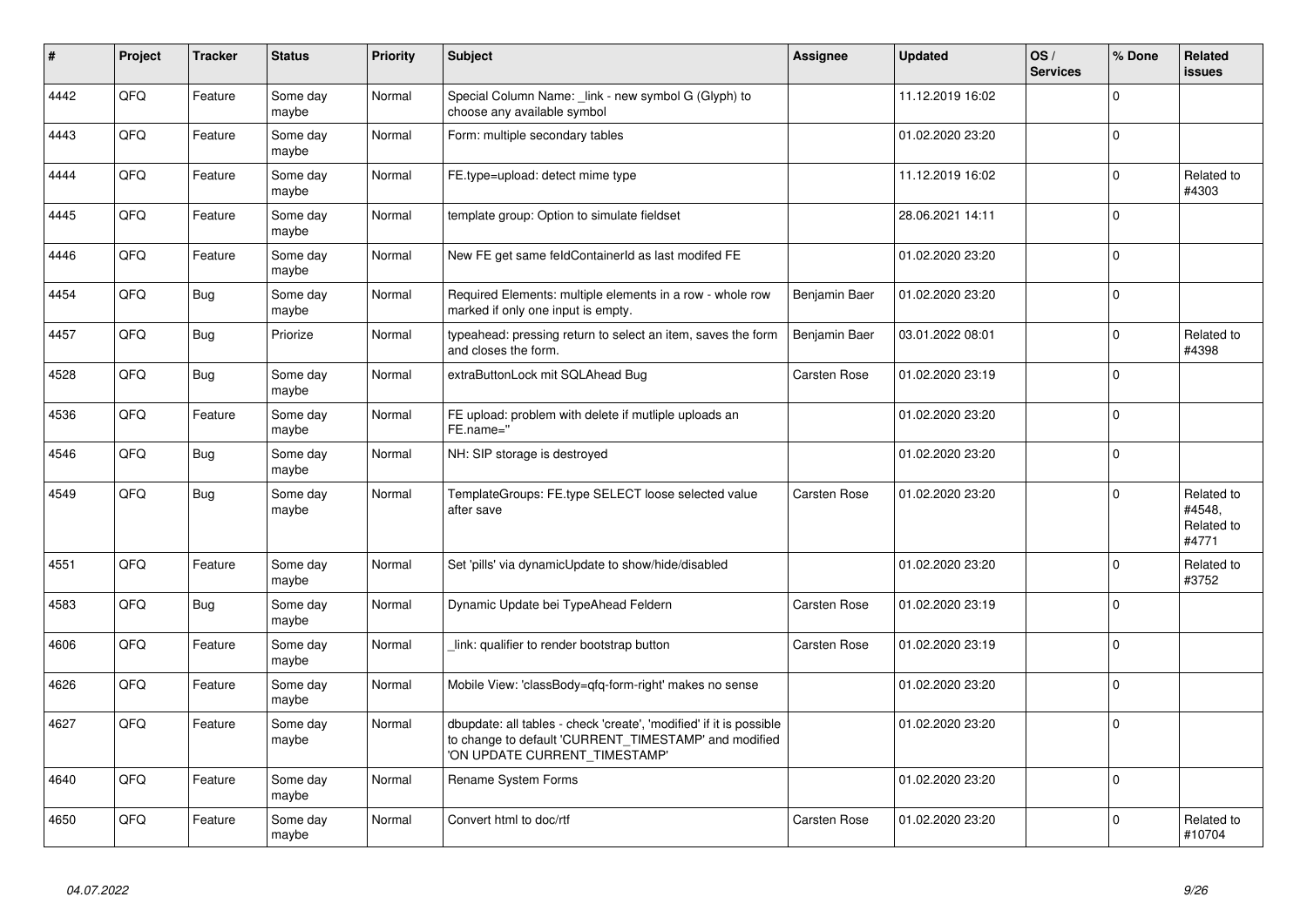| # | Project | Tracker | Status | Priority | Subject | Assignee | Updated | OS / Services | % Done | Related issues |
|---|---|---|---|---|---|---|---|---|---|---|
| 4442 | QFQ | Feature | Some day maybe | Normal | Special Column Name: _link - new symbol G (Glyph) to choose any available symbol | | 11.12.2019 16:02 | | 0 | |
| 4443 | QFQ | Feature | Some day maybe | Normal | Form: multiple secondary tables | | 01.02.2020 23:20 | | 0 | |
| 4444 | QFQ | Feature | Some day maybe | Normal | FE.type=upload: detect mime type | | 11.12.2019 16:02 | | 0 | Related to #4303 |
| 4445 | QFQ | Feature | Some day maybe | Normal | template group: Option to simulate fieldset | | 28.06.2021 14:11 | | 0 | |
| 4446 | QFQ | Feature | Some day maybe | Normal | New FE get same feldContainerId as last modifed FE | | 01.02.2020 23:20 | | 0 | |
| 4454 | QFQ | Bug | Some day maybe | Normal | Required Elements: multiple elements in a row - whole row marked if only one input is empty. | Benjamin Baer | 01.02.2020 23:20 | | 0 | |
| 4457 | QFQ | Bug | Priorize | Normal | typeahead: pressing return to select an item, saves the form and closes the form. | Benjamin Baer | 03.01.2022 08:01 | | 0 | Related to #4398 |
| 4528 | QFQ | Bug | Some day maybe | Normal | extraButtonLock mit SQLAhead Bug | Carsten Rose | 01.02.2020 23:19 | | 0 | |
| 4536 | QFQ | Feature | Some day maybe | Normal | FE upload: problem with delete if mutliple uploads an FE.name=" | | 01.02.2020 23:20 | | 0 | |
| 4546 | QFQ | Bug | Some day maybe | Normal | NH: SIP storage is destroyed | | 01.02.2020 23:20 | | 0 | |
| 4549 | QFQ | Bug | Some day maybe | Normal | TemplateGroups: FE.type SELECT loose selected value after save | Carsten Rose | 01.02.2020 23:20 | | 0 | Related to #4548, Related to #4771 |
| 4551 | QFQ | Feature | Some day maybe | Normal | Set 'pills' via dynamicUpdate to show/hide/disabled | | 01.02.2020 23:20 | | 0 | Related to #3752 |
| 4583 | QFQ | Bug | Some day maybe | Normal | Dynamic Update bei TypeAhead Feldern | Carsten Rose | 01.02.2020 23:19 | | 0 | |
| 4606 | QFQ | Feature | Some day maybe | Normal | _link: qualifier to render bootstrap button | Carsten Rose | 01.02.2020 23:19 | | 0 | |
| 4626 | QFQ | Feature | Some day maybe | Normal | Mobile View: 'classBody=qfq-form-right' makes no sense | | 01.02.2020 23:20 | | 0 | |
| 4627 | QFQ | Feature | Some day maybe | Normal | dbupdate: all tables - check 'create', 'modified' if it is possible to change to default 'CURRENT_TIMESTAMP' and modified 'ON UPDATE CURRENT_TIMESTAMP' | | 01.02.2020 23:20 | | 0 | |
| 4640 | QFQ | Feature | Some day maybe | Normal | Rename System Forms | | 01.02.2020 23:20 | | 0 | |
| 4650 | QFQ | Feature | Some day maybe | Normal | Convert html to doc/rtf | Carsten Rose | 01.02.2020 23:20 | | 0 | Related to #10704 |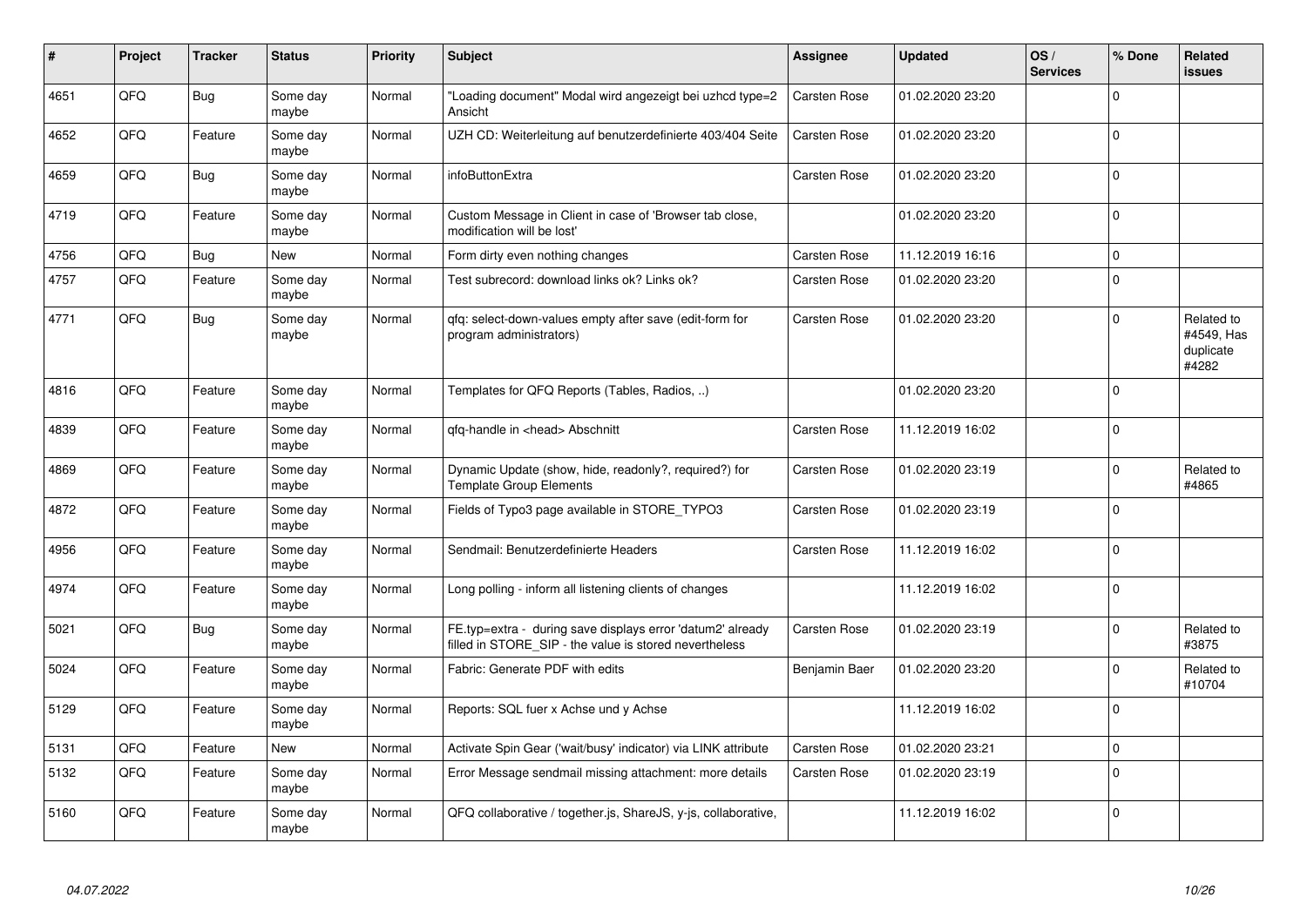| # | Project | Tracker | Status | Priority | Subject | Assignee | Updated | OS / Services | % Done | Related issues |
|---|---|---|---|---|---|---|---|---|---|---|
| 4651 | QFQ | Bug | Some day maybe | Normal | "Loading document" Modal wird angezeigt bei uzhcd type=2 Ansicht | Carsten Rose | 01.02.2020 23:20 | | 0 | |
| 4652 | QFQ | Feature | Some day maybe | Normal | UZH CD: Weiterleitung auf benutzerdefinierte 403/404 Seite | Carsten Rose | 01.02.2020 23:20 | | 0 | |
| 4659 | QFQ | Bug | Some day maybe | Normal | infoButtonExtra | Carsten Rose | 01.02.2020 23:20 | | 0 | |
| 4719 | QFQ | Feature | Some day maybe | Normal | Custom Message in Client in case of 'Browser tab close, modification will be lost' | | 01.02.2020 23:20 | | 0 | |
| 4756 | QFQ | Bug | New | Normal | Form dirty even nothing changes | Carsten Rose | 11.12.2019 16:16 | | 0 | |
| 4757 | QFQ | Feature | Some day maybe | Normal | Test subrecord: download links ok? Links ok? | Carsten Rose | 01.02.2020 23:20 | | 0 | |
| 4771 | QFQ | Bug | Some day maybe | Normal | qfq: select-down-values empty after save (edit-form for program administrators) | Carsten Rose | 01.02.2020 23:20 | | 0 | Related to #4549, Has duplicate #4282 |
| 4816 | QFQ | Feature | Some day maybe | Normal | Templates for QFQ Reports (Tables, Radios, ..) | | 01.02.2020 23:20 | | 0 | |
| 4839 | QFQ | Feature | Some day maybe | Normal | qfq-handle in <head> Abschnitt | Carsten Rose | 11.12.2019 16:02 | | 0 | |
| 4869 | QFQ | Feature | Some day maybe | Normal | Dynamic Update (show, hide, readonly?, required?) for Template Group Elements | Carsten Rose | 01.02.2020 23:19 | | 0 | Related to #4865 |
| 4872 | QFQ | Feature | Some day maybe | Normal | Fields of Typo3 page available in STORE_TYPO3 | Carsten Rose | 01.02.2020 23:19 | | 0 | |
| 4956 | QFQ | Feature | Some day maybe | Normal | Sendmail: Benutzerdefinierte Headers | Carsten Rose | 11.12.2019 16:02 | | 0 | |
| 4974 | QFQ | Feature | Some day maybe | Normal | Long polling - inform all listening clients of changes | | 11.12.2019 16:02 | | 0 | |
| 5021 | QFQ | Bug | Some day maybe | Normal | FE.typ=extra - during save displays error 'datum2' already filled in STORE_SIP - the value is stored nevertheless | Carsten Rose | 01.02.2020 23:19 | | 0 | Related to #3875 |
| 5024 | QFQ | Feature | Some day maybe | Normal | Fabric: Generate PDF with edits | Benjamin Baer | 01.02.2020 23:20 | | 0 | Related to #10704 |
| 5129 | QFQ | Feature | Some day maybe | Normal | Reports: SQL fuer x Achse und y Achse | | 11.12.2019 16:02 | | 0 | |
| 5131 | QFQ | Feature | New | Normal | Activate Spin Gear ('wait/busy' indicator) via LINK attribute | Carsten Rose | 01.02.2020 23:21 | | 0 | |
| 5132 | QFQ | Feature | Some day maybe | Normal | Error Message sendmail missing attachment: more details | Carsten Rose | 01.02.2020 23:19 | | 0 | |
| 5160 | QFQ | Feature | Some day maybe | Normal | QFQ collaborative / together.js, ShareJS, y-js, collaborative, | | 11.12.2019 16:02 | | 0 | |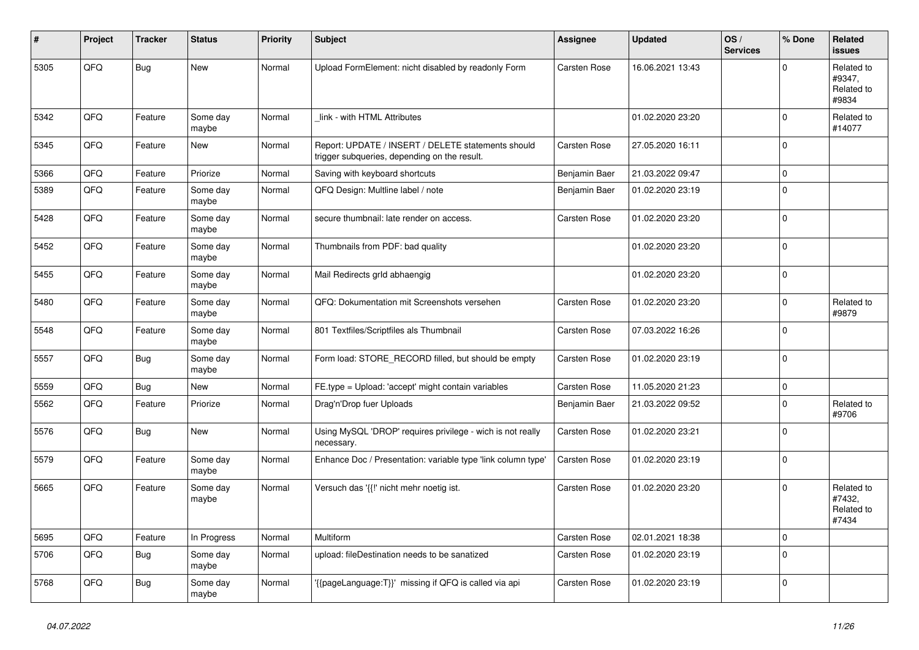| # | Project | Tracker | Status | Priority | Subject | Assignee | Updated | OS / Services | % Done | Related issues |
|---|---|---|---|---|---|---|---|---|---|---|
| 5305 | QFQ | Bug | New | Normal | Upload FormElement: nicht disabled by readonly Form | Carsten Rose | 16.06.2021 13:43 | | 0 | Related to #9347, Related to #9834 |
| 5342 | QFQ | Feature | Some day maybe | Normal | _link - with HTML Attributes | | 01.02.2020 23:20 | | 0 | Related to #14077 |
| 5345 | QFQ | Feature | New | Normal | Report: UPDATE / INSERT / DELETE statements should trigger subqueries, depending on the result. | Carsten Rose | 27.05.2020 16:11 | | 0 | |
| 5366 | QFQ | Feature | Priorize | Normal | Saving with keyboard shortcuts | Benjamin Baer | 21.03.2022 09:47 | | 0 | |
| 5389 | QFQ | Feature | Some day maybe | Normal | QFQ Design: Multline label / note | Benjamin Baer | 01.02.2020 23:19 | | 0 | |
| 5428 | QFQ | Feature | Some day maybe | Normal | secure thumbnail: late render on access. | Carsten Rose | 01.02.2020 23:20 | | 0 | |
| 5452 | QFQ | Feature | Some day maybe | Normal | Thumbnails from PDF: bad quality | | 01.02.2020 23:20 | | 0 | |
| 5455 | QFQ | Feature | Some day maybe | Normal | Mail Redirects grld abhaengig | | 01.02.2020 23:20 | | 0 | |
| 5480 | QFQ | Feature | Some day maybe | Normal | QFQ: Dokumentation mit Screenshots versehen | Carsten Rose | 01.02.2020 23:20 | | 0 | Related to #9879 |
| 5548 | QFQ | Feature | Some day maybe | Normal | 801 Textfiles/Scriptfiles als Thumbnail | Carsten Rose | 07.03.2022 16:26 | | 0 | |
| 5557 | QFQ | Bug | Some day maybe | Normal | Form load: STORE_RECORD filled, but should be empty | Carsten Rose | 01.02.2020 23:19 | | 0 | |
| 5559 | QFQ | Bug | New | Normal | FE.type = Upload: 'accept' might contain variables | Carsten Rose | 11.05.2020 21:23 | | 0 | |
| 5562 | QFQ | Feature | Priorize | Normal | Drag'n'Drop fuer Uploads | Benjamin Baer | 21.03.2022 09:52 | | 0 | Related to #9706 |
| 5576 | QFQ | Bug | New | Normal | Using MySQL 'DROP' requires privilege - wich is not really necessary. | Carsten Rose | 01.02.2020 23:21 | | 0 | |
| 5579 | QFQ | Feature | Some day maybe | Normal | Enhance Doc / Presentation: variable type 'link column type' | Carsten Rose | 01.02.2020 23:19 | | 0 | |
| 5665 | QFQ | Feature | Some day maybe | Normal | Versuch das '{{!' nicht mehr noetig ist. | Carsten Rose | 01.02.2020 23:20 | | 0 | Related to #7432, Related to #7434 |
| 5695 | QFQ | Feature | In Progress | Normal | Multiform | Carsten Rose | 02.01.2021 18:38 | | 0 | |
| 5706 | QFQ | Bug | Some day maybe | Normal | upload: fileDestination needs to be sanatized | Carsten Rose | 01.02.2020 23:19 | | 0 | |
| 5768 | QFQ | Bug | Some day maybe | Normal | '{{pageLanguage:T}}' missing if QFQ is called via api | Carsten Rose | 01.02.2020 23:19 | | 0 | |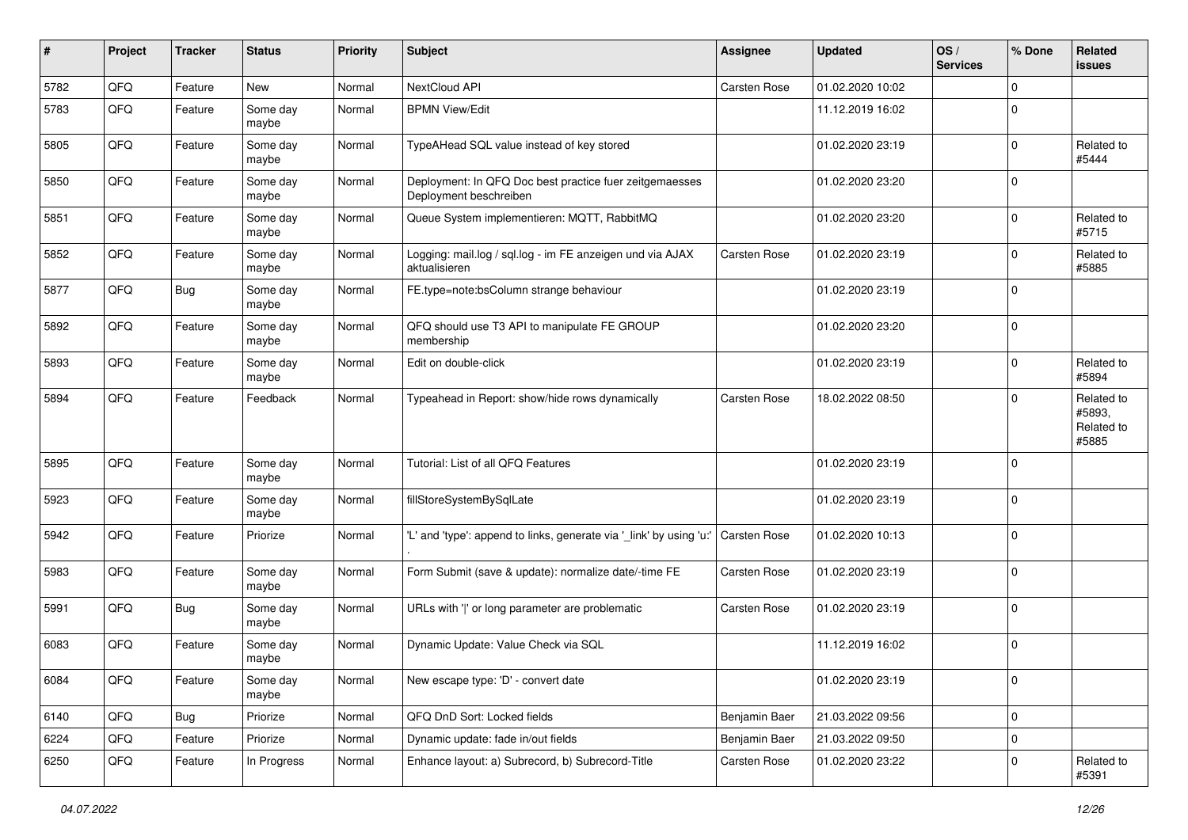| # | Project | Tracker | Status | Priority | Subject | Assignee | Updated | OS / Services | % Done | Related issues |
|---|---|---|---|---|---|---|---|---|---|---|
| 5782 | QFQ | Feature | New | Normal | NextCloud API | Carsten Rose | 01.02.2020 10:02 | | 0 | |
| 5783 | QFQ | Feature | Some day maybe | Normal | BPMN View/Edit | | 11.12.2019 16:02 | | 0 | |
| 5805 | QFQ | Feature | Some day maybe | Normal | TypeAHead SQL value instead of key stored | | 01.02.2020 23:19 | | 0 | Related to #5444 |
| 5850 | QFQ | Feature | Some day maybe | Normal | Deployment: In QFQ Doc best practice fuer zeitgemaesses Deployment beschreiben | | 01.02.2020 23:20 | | 0 | |
| 5851 | QFQ | Feature | Some day maybe | Normal | Queue System implementieren: MQTT, RabbitMQ | | 01.02.2020 23:20 | | 0 | Related to #5715 |
| 5852 | QFQ | Feature | Some day maybe | Normal | Logging: mail.log / sql.log - im FE anzeigen und via AJAX aktualisieren | Carsten Rose | 01.02.2020 23:19 | | 0 | Related to #5885 |
| 5877 | QFQ | Bug | Some day maybe | Normal | FE.type=note:bsColumn strange behaviour | | 01.02.2020 23:19 | | 0 | |
| 5892 | QFQ | Feature | Some day maybe | Normal | QFQ should use T3 API to manipulate FE GROUP membership | | 01.02.2020 23:20 | | 0 | |
| 5893 | QFQ | Feature | Some day maybe | Normal | Edit on double-click | | 01.02.2020 23:19 | | 0 | Related to #5894 |
| 5894 | QFQ | Feature | Feedback | Normal | Typeahead in Report: show/hide rows dynamically | Carsten Rose | 18.02.2022 08:50 | | 0 | Related to #5893, Related to #5885 |
| 5895 | QFQ | Feature | Some day maybe | Normal | Tutorial: List of all QFQ Features | | 01.02.2020 23:19 | | 0 | |
| 5923 | QFQ | Feature | Some day maybe | Normal | fillStoreSystemBySqlLate | | 01.02.2020 23:19 | | 0 | |
| 5942 | QFQ | Feature | Priorize | Normal | 'L' and 'type': append to links, generate via '_link' by using 'u:' . | Carsten Rose | 01.02.2020 10:13 | | 0 | |
| 5983 | QFQ | Feature | Some day maybe | Normal | Form Submit (save & update): normalize date/-time FE | Carsten Rose | 01.02.2020 23:19 | | 0 | |
| 5991 | QFQ | Bug | Some day maybe | Normal | URLs with '\|' or long parameter are problematic | Carsten Rose | 01.02.2020 23:19 | | 0 | |
| 6083 | QFQ | Feature | Some day maybe | Normal | Dynamic Update: Value Check via SQL | | 11.12.2019 16:02 | | 0 | |
| 6084 | QFQ | Feature | Some day maybe | Normal | New escape type: 'D' - convert date | | 01.02.2020 23:19 | | 0 | |
| 6140 | QFQ | Bug | Priorize | Normal | QFQ DnD Sort: Locked fields | Benjamin Baer | 21.03.2022 09:56 | | 0 | |
| 6224 | QFQ | Feature | Priorize | Normal | Dynamic update: fade in/out fields | Benjamin Baer | 21.03.2022 09:50 | | 0 | |
| 6250 | QFQ | Feature | In Progress | Normal | Enhance layout: a) Subrecord, b) Subrecord-Title | Carsten Rose | 01.02.2020 23:22 | | 0 | Related to #5391 |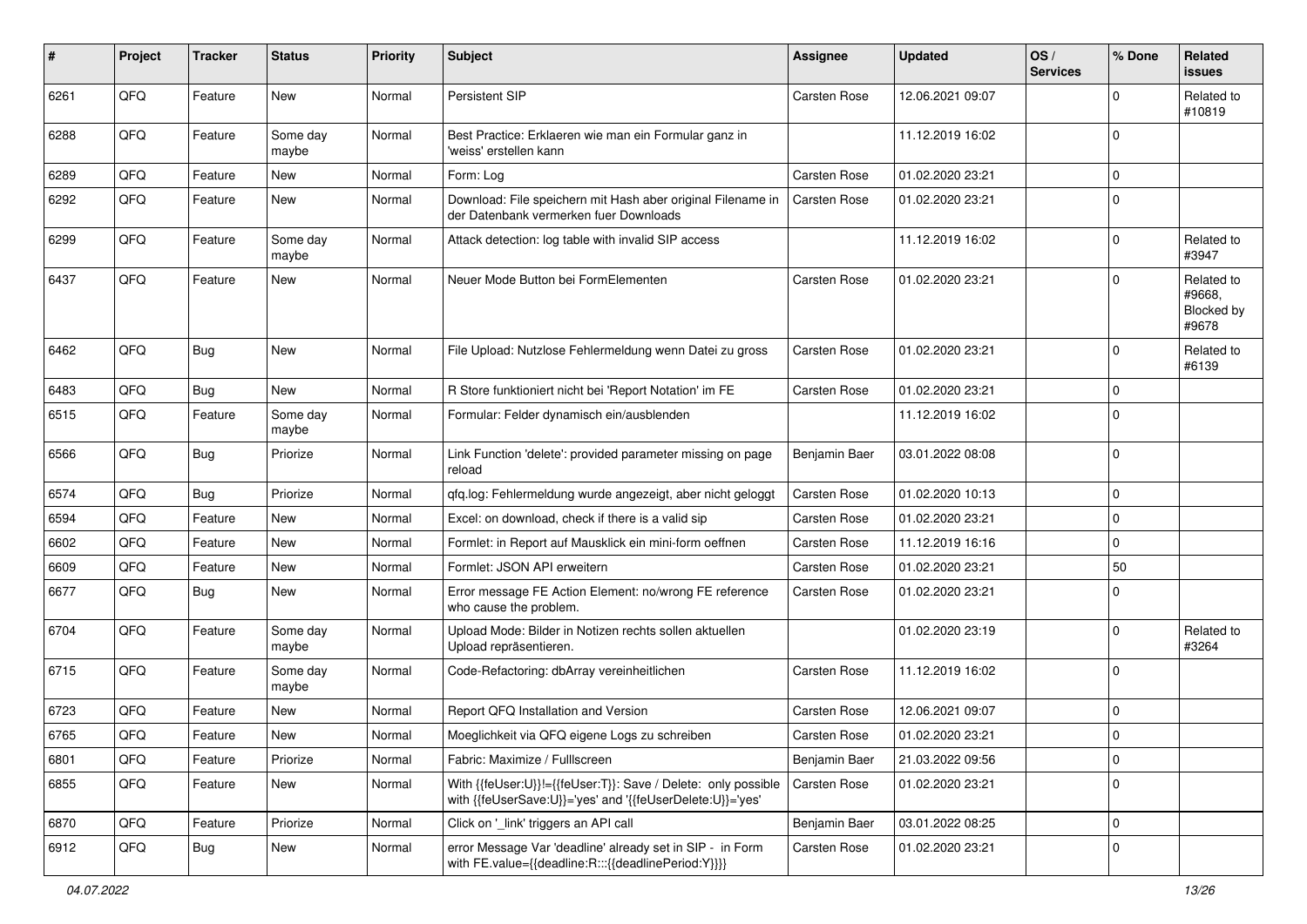| # | Project | Tracker | Status | Priority | Subject | Assignee | Updated | OS / Services | % Done | Related issues |
|---|---|---|---|---|---|---|---|---|---|---|
| 6261 | QFQ | Feature | New | Normal | Persistent SIP | Carsten Rose | 12.06.2021 09:07 | | 0 | Related to #10819 |
| 6288 | QFQ | Feature | Some day maybe | Normal | Best Practice: Erklaeren wie man ein Formular ganz in 'weiss' erstellen kann | | 11.12.2019 16:02 | | 0 | |
| 6289 | QFQ | Feature | New | Normal | Form: Log | Carsten Rose | 01.02.2020 23:21 | | 0 | |
| 6292 | QFQ | Feature | New | Normal | Download: File speichern mit Hash aber original Filename in der Datenbank vermerken fuer Downloads | Carsten Rose | 01.02.2020 23:21 | | 0 | |
| 6299 | QFQ | Feature | Some day maybe | Normal | Attack detection: log table with invalid SIP access | | 11.12.2019 16:02 | | 0 | Related to #3947 |
| 6437 | QFQ | Feature | New | Normal | Neuer Mode Button bei FormElementen | Carsten Rose | 01.02.2020 23:21 | | 0 | Related to #9668, Blocked by #9678 |
| 6462 | QFQ | Bug | New | Normal | File Upload: Nutzlose Fehlermeldung wenn Datei zu gross | Carsten Rose | 01.02.2020 23:21 | | 0 | Related to #6139 |
| 6483 | QFQ | Bug | New | Normal | R Store funktioniert nicht bei 'Report Notation' im FE | Carsten Rose | 01.02.2020 23:21 | | 0 | |
| 6515 | QFQ | Feature | Some day maybe | Normal | Formular: Felder dynamisch ein/ausblenden | | 11.12.2019 16:02 | | 0 | |
| 6566 | QFQ | Bug | Priorize | Normal | Link Function 'delete': provided parameter missing on page reload | Benjamin Baer | 03.01.2022 08:08 | | 0 | |
| 6574 | QFQ | Bug | Priorize | Normal | qfq.log: Fehlermeldung wurde angezeigt, aber nicht geloggt | Carsten Rose | 01.02.2020 10:13 | | 0 | |
| 6594 | QFQ | Feature | New | Normal | Excel: on download, check if there is a valid sip | Carsten Rose | 01.02.2020 23:21 | | 0 | |
| 6602 | QFQ | Feature | New | Normal | Formlet: in Report auf Mausklick ein mini-form oeffnen | Carsten Rose | 11.12.2019 16:16 | | 0 | |
| 6609 | QFQ | Feature | New | Normal | Formlet: JSON API erweitern | Carsten Rose | 01.02.2020 23:21 | | 50 | |
| 6677 | QFQ | Bug | New | Normal | Error message FE Action Element: no/wrong FE reference who cause the problem. | Carsten Rose | 01.02.2020 23:21 | | 0 | |
| 6704 | QFQ | Feature | Some day maybe | Normal | Upload Mode: Bilder in Notizen rechts sollen aktuellen Upload repräsentieren. | | 01.02.2020 23:19 | | 0 | Related to #3264 |
| 6715 | QFQ | Feature | Some day maybe | Normal | Code-Refactoring: dbArray vereinheitlichen | Carsten Rose | 11.12.2019 16:02 | | 0 | |
| 6723 | QFQ | Feature | New | Normal | Report QFQ Installation and Version | Carsten Rose | 12.06.2021 09:07 | | 0 | |
| 6765 | QFQ | Feature | New | Normal | Moeglichkeit via QFQ eigene Logs zu schreiben | Carsten Rose | 01.02.2020 23:21 | | 0 | |
| 6801 | QFQ | Feature | Priorize | Normal | Fabric: Maximize / Fulllscreen | Benjamin Baer | 21.03.2022 09:56 | | 0 | |
| 6855 | QFQ | Feature | New | Normal | With {{feUser:U}}!={{feUser:T}}: Save / Delete: only possible with {{feUserSave:U}}='yes' and '{{feUserDelete:U}}='yes' | Carsten Rose | 01.02.2020 23:21 | | 0 | |
| 6870 | QFQ | Feature | Priorize | Normal | Click on '_link' triggers an API call | Benjamin Baer | 03.01.2022 08:25 | | 0 | |
| 6912 | QFQ | Bug | New | Normal | error Message Var 'deadline' already set in SIP - in Form with FE.value={{deadline:R:::{{deadlinePeriod:Y}}}} | Carsten Rose | 01.02.2020 23:21 | | 0 | |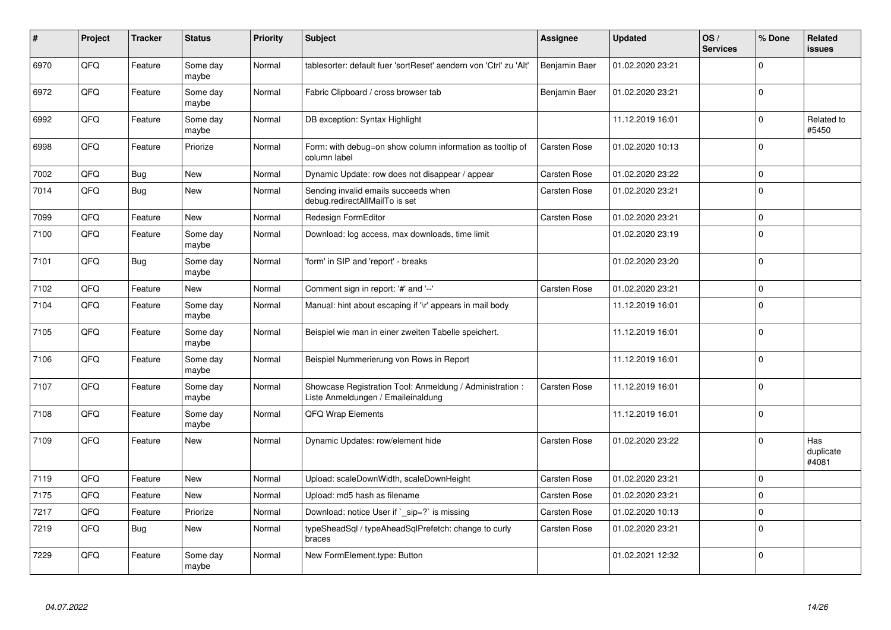| # | Project | Tracker | Status | Priority | Subject | Assignee | Updated | OS / Services | % Done | Related issues |
|---|---|---|---|---|---|---|---|---|---|---|
| 6970 | QFQ | Feature | Some day maybe | Normal | tablesorter: default fuer 'sortReset' aendern von 'Ctrl' zu 'Alt' | Benjamin Baer | 01.02.2020 23:21 | | 0 | |
| 6972 | QFQ | Feature | Some day maybe | Normal | Fabric Clipboard / cross browser tab | Benjamin Baer | 01.02.2020 23:21 | | 0 | |
| 6992 | QFQ | Feature | Some day maybe | Normal | DB exception: Syntax Highlight | | 11.12.2019 16:01 | | 0 | Related to #5450 |
| 6998 | QFQ | Feature | Priorize | Normal | Form: with debug=on show column information as tooltip of column label | Carsten Rose | 01.02.2020 10:13 | | 0 | |
| 7002 | QFQ | Bug | New | Normal | Dynamic Update: row does not disappear / appear | Carsten Rose | 01.02.2020 23:22 | | 0 | |
| 7014 | QFQ | Bug | New | Normal | Sending invalid emails succeeds when debug.redirectAllMailTo is set | Carsten Rose | 01.02.2020 23:21 | | 0 | |
| 7099 | QFQ | Feature | New | Normal | Redesign FormEditor | Carsten Rose | 01.02.2020 23:21 | | 0 | |
| 7100 | QFQ | Feature | Some day maybe | Normal | Download: log access, max downloads, time limit | | 01.02.2020 23:19 | | 0 | |
| 7101 | QFQ | Bug | Some day maybe | Normal | 'form' in SIP and 'report' - breaks | | 01.02.2020 23:20 | | 0 | |
| 7102 | QFQ | Feature | New | Normal | Comment sign in report: '#' and '--' | Carsten Rose | 01.02.2020 23:21 | | 0 | |
| 7104 | QFQ | Feature | Some day maybe | Normal | Manual: hint about escaping if '\r' appears in mail body | | 11.12.2019 16:01 | | 0 | |
| 7105 | QFQ | Feature | Some day maybe | Normal | Beispiel wie man in einer zweiten Tabelle speichert. | | 11.12.2019 16:01 | | 0 | |
| 7106 | QFQ | Feature | Some day maybe | Normal | Beispiel Nummerierung von Rows in Report | | 11.12.2019 16:01 | | 0 | |
| 7107 | QFQ | Feature | Some day maybe | Normal | Showcase Registration Tool: Anmeldung / Administration : Liste Anmeldungen / Emaileinaldung | Carsten Rose | 11.12.2019 16:01 | | 0 | |
| 7108 | QFQ | Feature | Some day maybe | Normal | QFQ Wrap Elements | | 11.12.2019 16:01 | | 0 | |
| 7109 | QFQ | Feature | New | Normal | Dynamic Updates: row/element hide | Carsten Rose | 01.02.2020 23:22 | | 0 | Has duplicate #4081 |
| 7119 | QFQ | Feature | New | Normal | Upload: scaleDownWidth, scaleDownHeight | Carsten Rose | 01.02.2020 23:21 | | 0 | |
| 7175 | QFQ | Feature | New | Normal | Upload: md5 hash as filename | Carsten Rose | 01.02.2020 23:21 | | 0 | |
| 7217 | QFQ | Feature | Priorize | Normal | Download: notice User if `_sip=?` is missing | Carsten Rose | 01.02.2020 10:13 | | 0 | |
| 7219 | QFQ | Bug | New | Normal | typeSheadSql / typeAheadSqlPrefetch: change to curly braces | Carsten Rose | 01.02.2020 23:21 | | 0 | |
| 7229 | QFQ | Feature | Some day maybe | Normal | New FormElement.type: Button | | 01.02.2021 12:32 | | 0 | |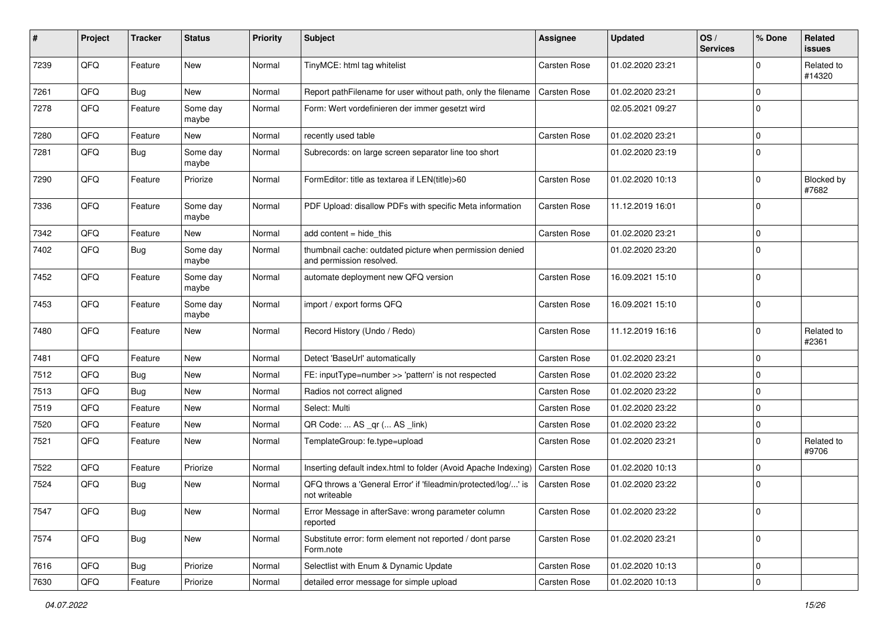| # | Project | Tracker | Status | Priority | Subject | Assignee | Updated | OS / Services | % Done | Related issues |
|---|---|---|---|---|---|---|---|---|---|---|
| 7239 | QFQ | Feature | New | Normal | TinyMCE: html tag whitelist | Carsten Rose | 01.02.2020 23:21 | | 0 | Related to #14320 |
| 7261 | QFQ | Bug | New | Normal | Report pathFilename for user without path, only the filename | Carsten Rose | 01.02.2020 23:21 | | 0 | |
| 7278 | QFQ | Feature | Some day maybe | Normal | Form: Wert vordefinieren der immer gesetzt wird | | 02.05.2021 09:27 | | 0 | |
| 7280 | QFQ | Feature | New | Normal | recently used table | Carsten Rose | 01.02.2020 23:21 | | 0 | |
| 7281 | QFQ | Bug | Some day maybe | Normal | Subrecords: on large screen separator line too short | | 01.02.2020 23:19 | | 0 | |
| 7290 | QFQ | Feature | Priorize | Normal | FormEditor: title as textarea if LEN(title)>60 | Carsten Rose | 01.02.2020 10:13 | | 0 | Blocked by #7682 |
| 7336 | QFQ | Feature | Some day maybe | Normal | PDF Upload: disallow PDFs with specific Meta information | Carsten Rose | 11.12.2019 16:01 | | 0 | |
| 7342 | QFQ | Feature | New | Normal | add content = hide_this | Carsten Rose | 01.02.2020 23:21 | | 0 | |
| 7402 | QFQ | Bug | Some day maybe | Normal | thumbnail cache: outdated picture when permission denied and permission resolved. | | 01.02.2020 23:20 | | 0 | |
| 7452 | QFQ | Feature | Some day maybe | Normal | automate deployment new QFQ version | Carsten Rose | 16.09.2021 15:10 | | 0 | |
| 7453 | QFQ | Feature | Some day maybe | Normal | import / export forms QFQ | Carsten Rose | 16.09.2021 15:10 | | 0 | |
| 7480 | QFQ | Feature | New | Normal | Record History (Undo / Redo) | Carsten Rose | 11.12.2019 16:16 | | 0 | Related to #2361 |
| 7481 | QFQ | Feature | New | Normal | Detect 'BaseUrl' automatically | Carsten Rose | 01.02.2020 23:21 | | 0 | |
| 7512 | QFQ | Bug | New | Normal | FE: inputType=number >> 'pattern' is not respected | Carsten Rose | 01.02.2020 23:22 | | 0 | |
| 7513 | QFQ | Bug | New | Normal | Radios not correct aligned | Carsten Rose | 01.02.2020 23:22 | | 0 | |
| 7519 | QFQ | Feature | New | Normal | Select: Multi | Carsten Rose | 01.02.2020 23:22 | | 0 | |
| 7520 | QFQ | Feature | New | Normal | QR Code: ... AS _qr (... AS _link) | Carsten Rose | 01.02.2020 23:22 | | 0 | |
| 7521 | QFQ | Feature | New | Normal | TemplateGroup: fe.type=upload | Carsten Rose | 01.02.2020 23:21 | | 0 | Related to #9706 |
| 7522 | QFQ | Feature | Priorize | Normal | Inserting default index.html to folder (Avoid Apache Indexing) | Carsten Rose | 01.02.2020 10:13 | | 0 | |
| 7524 | QFQ | Bug | New | Normal | QFQ throws a 'General Error' if 'fileadmin/protected/log/...' is not writeable | Carsten Rose | 01.02.2020 23:22 | | 0 | |
| 7547 | QFQ | Bug | New | Normal | Error Message in afterSave: wrong parameter column reported | Carsten Rose | 01.02.2020 23:22 | | 0 | |
| 7574 | QFQ | Bug | New | Normal | Substitute error: form element not reported / dont parse Form.note | Carsten Rose | 01.02.2020 23:21 | | 0 | |
| 7616 | QFQ | Bug | Priorize | Normal | Selectlist with Enum & Dynamic Update | Carsten Rose | 01.02.2020 10:13 | | 0 | |
| 7630 | QFQ | Feature | Priorize | Normal | detailed error message for simple upload | Carsten Rose | 01.02.2020 10:13 | | 0 | |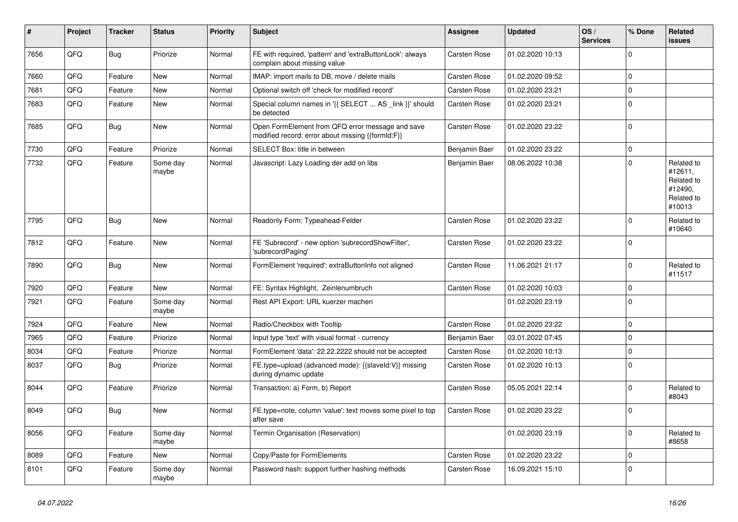| # | Project | Tracker | Status | Priority | Subject | Assignee | Updated | OS / Services | % Done | Related issues |
|---|---|---|---|---|---|---|---|---|---|---|
| 7656 | QFQ | Bug | Priorize | Normal | FE with required, 'pattern' and 'extraButtonLock': always complain about missing value | Carsten Rose | 01.02.2020 10:13 | | 0 | |
| 7660 | QFQ | Feature | New | Normal | IMAP: import mails to DB, move / delete mails | Carsten Rose | 01.02.2020 09:52 | | 0 | |
| 7681 | QFQ | Feature | New | Normal | Optional switch off 'check for modified record' | Carsten Rose | 01.02.2020 23:21 | | 0 | |
| 7683 | QFQ | Feature | New | Normal | Special column names in '{{ SELECT ... AS _link }}' should be detected | Carsten Rose | 01.02.2020 23:21 | | 0 | |
| 7685 | QFQ | Bug | New | Normal | Open FormElement from QFQ error message and save modified record: error about missing {{formId:F}} | Carsten Rose | 01.02.2020 23:22 | | 0 | |
| 7730 | QFQ | Feature | Priorize | Normal | SELECT Box: title in between | Benjamin Baer | 01.02.2020 23:22 | | 0 | |
| 7732 | QFQ | Feature | Some day maybe | Normal | Javascript: Lazy Loading der add on libs | Benjamin Baer | 08.06.2022 10:38 | | 0 | Related to #12611, Related to #12490, Related to #10013 |
| 7795 | QFQ | Bug | New | Normal | Readonly Form: Typeahead-Felder | Carsten Rose | 01.02.2020 23:22 | | 0 | Related to #10640 |
| 7812 | QFQ | Feature | New | Normal | FE 'Subrecord' - new option 'subrecordShowFilter', 'subrecordPaging' | Carsten Rose | 01.02.2020 23:22 | | 0 | |
| 7890 | QFQ | Bug | New | Normal | FormElement 'required': extraButtonInfo not aligned | Carsten Rose | 11.06.2021 21:17 | | 0 | Related to #11517 |
| 7920 | QFQ | Feature | New | Normal | FE: Syntax Highlight, Zeinlenumbruch | Carsten Rose | 01.02.2020 10:03 | | 0 | |
| 7921 | QFQ | Feature | Some day maybe | Normal | Rest API Export: URL kuerzer machen | | 01.02.2020 23:19 | | 0 | |
| 7924 | QFQ | Feature | New | Normal | Radio/Checkbox with Tooltip | Carsten Rose | 01.02.2020 23:22 | | 0 | |
| 7965 | QFQ | Feature | Priorize | Normal | Input type 'text' with visual format - currency | Benjamin Baer | 03.01.2022 07:45 | | 0 | |
| 8034 | QFQ | Feature | Priorize | Normal | FormElement 'data': 22.22.2222 should not be accepted | Carsten Rose | 01.02.2020 10:13 | | 0 | |
| 8037 | QFQ | Bug | Priorize | Normal | FE.type=upload (advanced mode): {{slaveId:V}} missing during dynamic update | Carsten Rose | 01.02.2020 10:13 | | 0 | |
| 8044 | QFQ | Feature | Priorize | Normal | Transaction: a) Form, b) Report | Carsten Rose | 05.05.2021 22:14 | | 0 | Related to #8043 |
| 8049 | QFQ | Bug | New | Normal | FE.type=note, column 'value': text moves some pixel to top after save | Carsten Rose | 01.02.2020 23:22 | | 0 | |
| 8056 | QFQ | Feature | Some day maybe | Normal | Termin Organisation (Reservation) | | 01.02.2020 23:19 | | 0 | Related to #8658 |
| 8089 | QFQ | Feature | New | Normal | Copy/Paste for FormElements | Carsten Rose | 01.02.2020 23:22 | | 0 | |
| 8101 | QFQ | Feature | Some day maybe | Normal | Password hash: support further hashing methods | Carsten Rose | 16.09.2021 15:10 | | 0 | |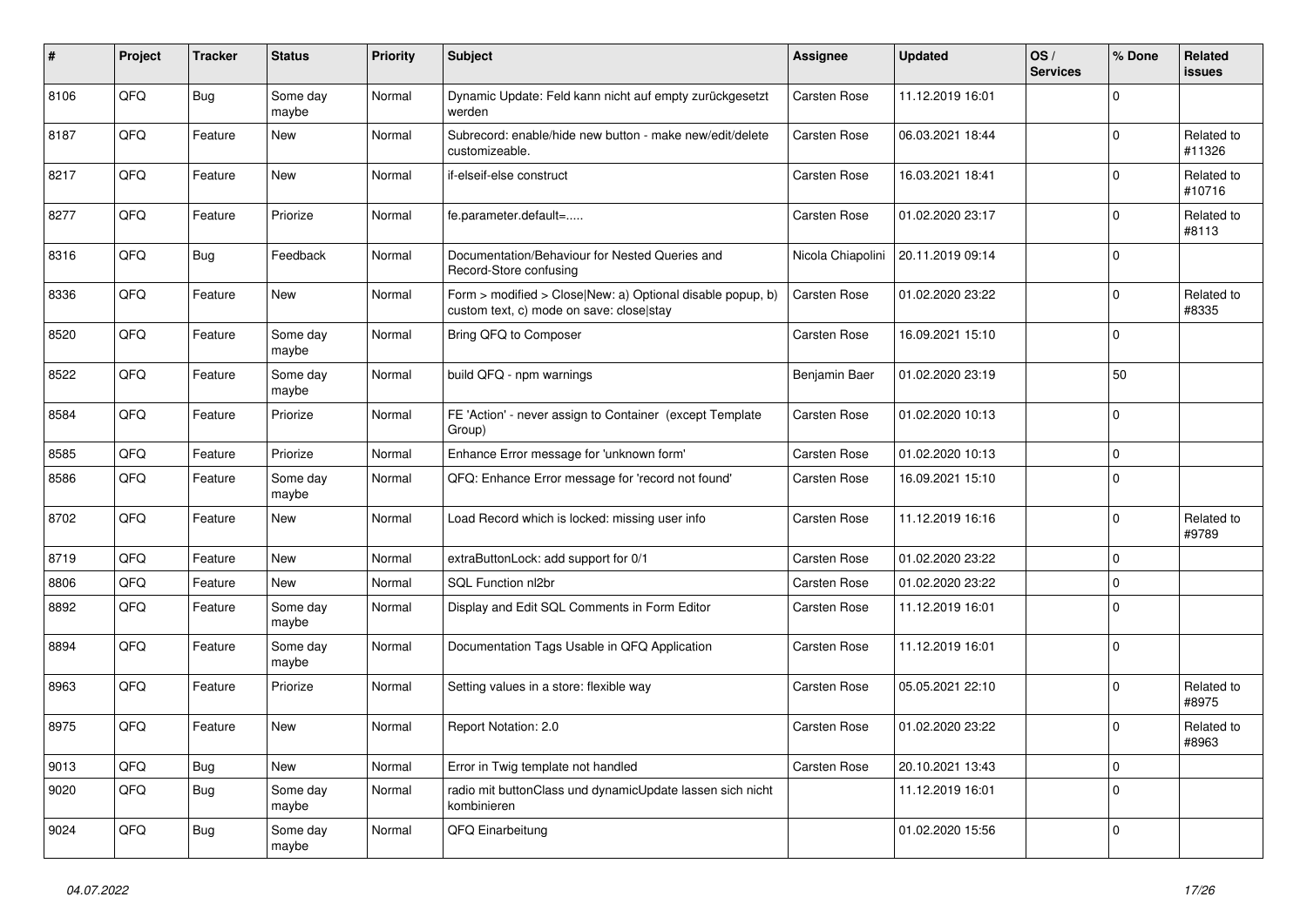| # | Project | Tracker | Status | Priority | Subject | Assignee | Updated | OS / Services | % Done | Related issues |
|---|---|---|---|---|---|---|---|---|---|---|
| 8106 | QFQ | Bug | Some day maybe | Normal | Dynamic Update: Feld kann nicht auf empty zurückgesetzt werden | Carsten Rose | 11.12.2019 16:01 | | 0 | |
| 8187 | QFQ | Feature | New | Normal | Subrecord: enable/hide new button - make new/edit/delete customizeable. | Carsten Rose | 06.03.2021 18:44 | | 0 | Related to #11326 |
| 8217 | QFQ | Feature | New | Normal | if-elseif-else construct | Carsten Rose | 16.03.2021 18:41 | | 0 | Related to #10716 |
| 8277 | QFQ | Feature | Priorize | Normal | fe.parameter.default=..... | Carsten Rose | 01.02.2020 23:17 | | 0 | Related to #8113 |
| 8316 | QFQ | Bug | Feedback | Normal | Documentation/Behaviour for Nested Queries and Record-Store confusing | Nicola Chiapolini | 20.11.2019 09:14 | | 0 | |
| 8336 | QFQ | Feature | New | Normal | Form > modified > Close\|New: a) Optional disable popup, b) custom text, c) mode on save: close\|stay | Carsten Rose | 01.02.2020 23:22 | | 0 | Related to #8335 |
| 8520 | QFQ | Feature | Some day maybe | Normal | Bring QFQ to Composer | Carsten Rose | 16.09.2021 15:10 | | 0 | |
| 8522 | QFQ | Feature | Some day maybe | Normal | build QFQ - npm warnings | Benjamin Baer | 01.02.2020 23:19 | | 50 | |
| 8584 | QFQ | Feature | Priorize | Normal | FE 'Action' - never assign to Container (except Template Group) | Carsten Rose | 01.02.2020 10:13 | | 0 | |
| 8585 | QFQ | Feature | Priorize | Normal | Enhance Error message for 'unknown form' | Carsten Rose | 01.02.2020 10:13 | | 0 | |
| 8586 | QFQ | Feature | Some day maybe | Normal | QFQ: Enhance Error message for 'record not found' | Carsten Rose | 16.09.2021 15:10 | | 0 | |
| 8702 | QFQ | Feature | New | Normal | Load Record which is locked: missing user info | Carsten Rose | 11.12.2019 16:16 | | 0 | Related to #9789 |
| 8719 | QFQ | Feature | New | Normal | extraButtonLock: add support for 0/1 | Carsten Rose | 01.02.2020 23:22 | | 0 | |
| 8806 | QFQ | Feature | New | Normal | SQL Function nl2br | Carsten Rose | 01.02.2020 23:22 | | 0 | |
| 8892 | QFQ | Feature | Some day maybe | Normal | Display and Edit SQL Comments in Form Editor | Carsten Rose | 11.12.2019 16:01 | | 0 | |
| 8894 | QFQ | Feature | Some day maybe | Normal | Documentation Tags Usable in QFQ Application | Carsten Rose | 11.12.2019 16:01 | | 0 | |
| 8963 | QFQ | Feature | Priorize | Normal | Setting values in a store: flexible way | Carsten Rose | 05.05.2021 22:10 | | 0 | Related to #8975 |
| 8975 | QFQ | Feature | New | Normal | Report Notation: 2.0 | Carsten Rose | 01.02.2020 23:22 | | 0 | Related to #8963 |
| 9013 | QFQ | Bug | New | Normal | Error in Twig template not handled | Carsten Rose | 20.10.2021 13:43 | | 0 | |
| 9020 | QFQ | Bug | Some day maybe | Normal | radio mit buttonClass und dynamicUpdate lassen sich nicht kombinieren | | 11.12.2019 16:01 | | 0 | |
| 9024 | QFQ | Bug | Some day maybe | Normal | QFQ Einarbeitung | | 01.02.2020 15:56 | | 0 | |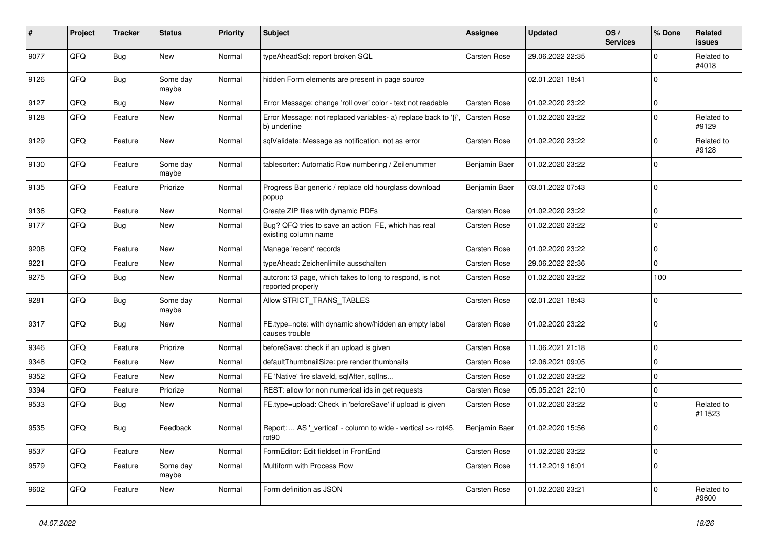| # | Project | Tracker | Status | Priority | Subject | Assignee | Updated | OS / Services | % Done | Related issues |
|---|---|---|---|---|---|---|---|---|---|---|
| 9077 | QFQ | Bug | New | Normal | typeAheadSql: report broken SQL | Carsten Rose | 29.06.2022 22:35 | | 0 | Related to #4018 |
| 9126 | QFQ | Bug | Some day maybe | Normal | hidden Form elements are present in page source | | 02.01.2021 18:41 | | 0 | |
| 9127 | QFQ | Bug | New | Normal | Error Message: change 'roll over' color - text not readable | Carsten Rose | 01.02.2020 23:22 | | 0 | |
| 9128 | QFQ | Feature | New | Normal | Error Message: not replaced variables- a) replace back to '{{', b) underline | Carsten Rose | 01.02.2020 23:22 | | 0 | Related to #9129 |
| 9129 | QFQ | Feature | New | Normal | sqlValidate: Message as notification, not as error | Carsten Rose | 01.02.2020 23:22 | | 0 | Related to #9128 |
| 9130 | QFQ | Feature | Some day maybe | Normal | tablesorter: Automatic Row numbering / Zeilenummer | Benjamin Baer | 01.02.2020 23:22 | | 0 | |
| 9135 | QFQ | Feature | Priorize | Normal | Progress Bar generic / replace old hourglass download popup | Benjamin Baer | 03.01.2022 07:43 | | 0 | |
| 9136 | QFQ | Feature | New | Normal | Create ZIP files with dynamic PDFs | Carsten Rose | 01.02.2020 23:22 | | 0 | |
| 9177 | QFQ | Bug | New | Normal | Bug? QFQ tries to save an action FE, which has real existing column name | Carsten Rose | 01.02.2020 23:22 | | 0 | |
| 9208 | QFQ | Feature | New | Normal | Manage 'recent' records | Carsten Rose | 01.02.2020 23:22 | | 0 | |
| 9221 | QFQ | Feature | New | Normal | typeAhead: Zeichenlimite ausschalten | Carsten Rose | 29.06.2022 22:36 | | 0 | |
| 9275 | QFQ | Bug | New | Normal | autcron: t3 page, which takes to long to respond, is not reported properly | Carsten Rose | 01.02.2020 23:22 | | 100 | |
| 9281 | QFQ | Bug | Some day maybe | Normal | Allow STRICT_TRANS_TABLES | Carsten Rose | 02.01.2021 18:43 | | 0 | |
| 9317 | QFQ | Bug | New | Normal | FE.type=note: with dynamic show/hidden an empty label causes trouble | Carsten Rose | 01.02.2020 23:22 | | 0 | |
| 9346 | QFQ | Feature | Priorize | Normal | beforeSave: check if an upload is given | Carsten Rose | 11.06.2021 21:18 | | 0 | |
| 9348 | QFQ | Feature | New | Normal | defaultThumbnailSize: pre render thumbnails | Carsten Rose | 12.06.2021 09:05 | | 0 | |
| 9352 | QFQ | Feature | New | Normal | FE 'Native' fire slaveId, sqlAfter, sqlIns... | Carsten Rose | 01.02.2020 23:22 | | 0 | |
| 9394 | QFQ | Feature | Priorize | Normal | REST: allow for non numerical ids in get requests | Carsten Rose | 05.05.2021 22:10 | | 0 | |
| 9533 | QFQ | Bug | New | Normal | FE.type=upload: Check in 'beforeSave' if upload is given | Carsten Rose | 01.02.2020 23:22 | | 0 | Related to #11523 |
| 9535 | QFQ | Bug | Feedback | Normal | Report: ... AS '_vertical' - column to wide - vertical >> rot45, rot90 | Benjamin Baer | 01.02.2020 15:56 | | 0 | |
| 9537 | QFQ | Feature | New | Normal | FormEditor: Edit fieldset in FrontEnd | Carsten Rose | 01.02.2020 23:22 | | 0 | |
| 9579 | QFQ | Feature | Some day maybe | Normal | Multiform with Process Row | Carsten Rose | 11.12.2019 16:01 | | 0 | |
| 9602 | QFQ | Feature | New | Normal | Form definition as JSON | Carsten Rose | 01.02.2020 23:21 | | 0 | Related to #9600 |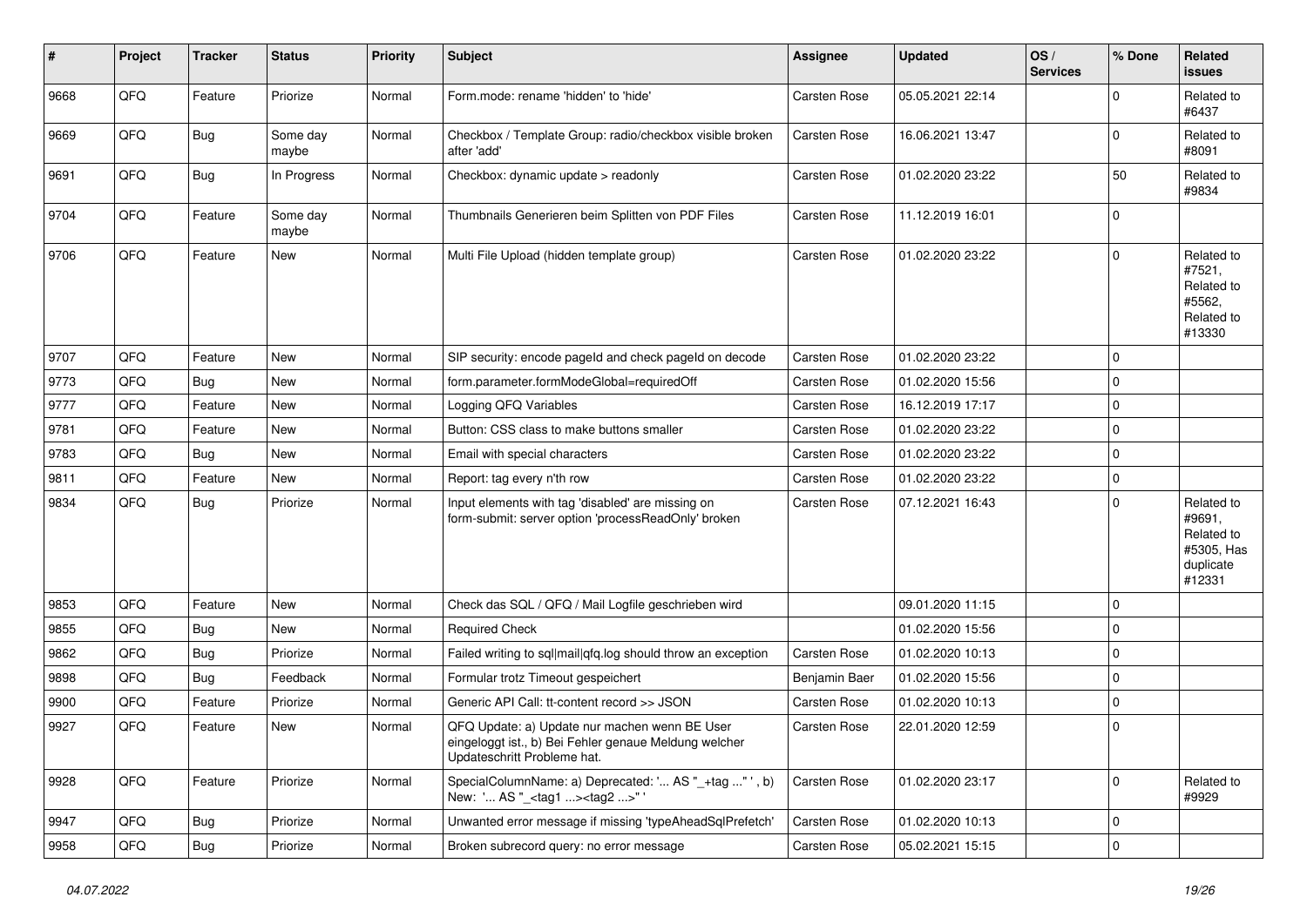| # | Project | Tracker | Status | Priority | Subject | Assignee | Updated | OS / Services | % Done | Related issues |
|---|---|---|---|---|---|---|---|---|---|---|
| 9668 | QFQ | Feature | Priorize | Normal | Form.mode: rename 'hidden' to 'hide' | Carsten Rose | 05.05.2021 22:14 | | 0 | Related to #6437 |
| 9669 | QFQ | Bug | Some day maybe | Normal | Checkbox / Template Group: radio/checkbox visible broken after 'add' | Carsten Rose | 16.06.2021 13:47 | | 0 | Related to #8091 |
| 9691 | QFQ | Bug | In Progress | Normal | Checkbox: dynamic update > readonly | Carsten Rose | 01.02.2020 23:22 | | 50 | Related to #9834 |
| 9704 | QFQ | Feature | Some day maybe | Normal | Thumbnails Generieren beim Splitten von PDF Files | Carsten Rose | 11.12.2019 16:01 | | 0 | |
| 9706 | QFQ | Feature | New | Normal | Multi File Upload (hidden template group) | Carsten Rose | 01.02.2020 23:22 | | 0 | Related to #7521, Related to #5562, Related to #13330 |
| 9707 | QFQ | Feature | New | Normal | SIP security: encode pageId and check pageId on decode | Carsten Rose | 01.02.2020 23:22 | | 0 | |
| 9773 | QFQ | Bug | New | Normal | form.parameter.formModeGlobal=requiredOff | Carsten Rose | 01.02.2020 15:56 | | 0 | |
| 9777 | QFQ | Feature | New | Normal | Logging QFQ Variables | Carsten Rose | 16.12.2019 17:17 | | 0 | |
| 9781 | QFQ | Feature | New | Normal | Button: CSS class to make buttons smaller | Carsten Rose | 01.02.2020 23:22 | | 0 | |
| 9783 | QFQ | Bug | New | Normal | Email with special characters | Carsten Rose | 01.02.2020 23:22 | | 0 | |
| 9811 | QFQ | Feature | New | Normal | Report: tag every n'th row | Carsten Rose | 01.02.2020 23:22 | | 0 | |
| 9834 | QFQ | Bug | Priorize | Normal | Input elements with tag 'disabled' are missing on form-submit: server option 'processReadOnly' broken | Carsten Rose | 07.12.2021 16:43 | | 0 | Related to #9691, Related to #5305, Has duplicate #12331 |
| 9853 | QFQ | Feature | New | Normal | Check das SQL / QFQ / Mail Logfile geschrieben wird | | 09.01.2020 11:15 | | 0 | |
| 9855 | QFQ | Bug | New | Normal | Required Check | | 01.02.2020 15:56 | | 0 | |
| 9862 | QFQ | Bug | Priorize | Normal | Failed writing to sql\|mail\|qfq.log should throw an exception | Carsten Rose | 01.02.2020 10:13 | | 0 | |
| 9898 | QFQ | Bug | Feedback | Normal | Formular trotz Timeout gespeichert | Benjamin Baer | 01.02.2020 15:56 | | 0 | |
| 9900 | QFQ | Feature | Priorize | Normal | Generic API Call: tt-content record >> JSON | Carsten Rose | 01.02.2020 10:13 | | 0 | |
| 9927 | QFQ | Feature | New | Normal | QFQ Update: a) Update nur machen wenn BE User eingeloggt ist., b) Bei Fehler genaue Meldung welcher Updateschritt Probleme hat. | Carsten Rose | 22.01.2020 12:59 | | 0 | |
| 9928 | QFQ | Feature | Priorize | Normal | SpecialColumnName: a) Deprecated: '... AS "_+tag ..." ', b) New: '... AS "_<tag1 ...><tag2 ...>" ' | Carsten Rose | 01.02.2020 23:17 | | 0 | Related to #9929 |
| 9947 | QFQ | Bug | Priorize | Normal | Unwanted error message if missing 'typeAheadSqlPrefetch' | Carsten Rose | 01.02.2020 10:13 | | 0 | |
| 9958 | QFQ | Bug | Priorize | Normal | Broken subrecord query: no error message | Carsten Rose | 05.02.2021 15:15 | | 0 | |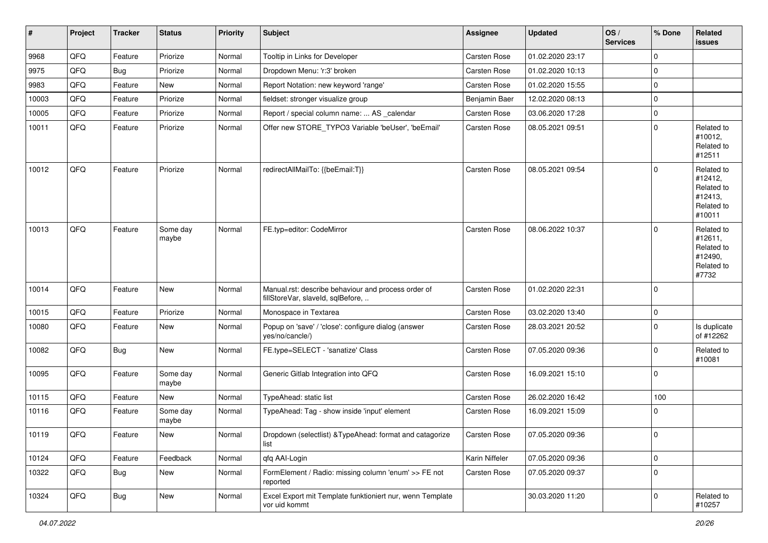| # | Project | Tracker | Status | Priority | Subject | Assignee | Updated | OS / Services | % Done | Related issues |
| --- | --- | --- | --- | --- | --- | --- | --- | --- | --- | --- |
| 9968 | QFQ | Feature | Priorize | Normal | Tooltip in Links for Developer | Carsten Rose | 01.02.2020 23:17 | | 0 | |
| 9975 | QFQ | Bug | Priorize | Normal | Dropdown Menu: 'r:3' broken | Carsten Rose | 01.02.2020 10:13 | | 0 | |
| 9983 | QFQ | Feature | New | Normal | Report Notation: new keyword 'range' | Carsten Rose | 01.02.2020 15:55 | | 0 | |
| 10003 | QFQ | Feature | Priorize | Normal | fieldset: stronger visualize group | Benjamin Baer | 12.02.2020 08:13 | | 0 | |
| 10005 | QFQ | Feature | Priorize | Normal | Report / special column name: ... AS _calendar | Carsten Rose | 03.06.2020 17:28 | | 0 | |
| 10011 | QFQ | Feature | Priorize | Normal | Offer new STORE_TYPO3 Variable 'beUser', 'beEmail' | Carsten Rose | 08.05.2021 09:51 | | 0 | Related to #10012, Related to #12511 |
| 10012 | QFQ | Feature | Priorize | Normal | redirectAllMailTo: {{beEmail:T}} | Carsten Rose | 08.05.2021 09:54 | | 0 | Related to #12412, Related to #12413, Related to #10011 |
| 10013 | QFQ | Feature | Some day maybe | Normal | FE.typ=editor: CodeMirror | Carsten Rose | 08.06.2022 10:37 | | 0 | Related to #12611, Related to #12490, Related to #7732 |
| 10014 | QFQ | Feature | New | Normal | Manual.rst: describe behaviour and process order of fillStoreVar, slaveId, sqlBefore, .. | Carsten Rose | 01.02.2020 22:31 | | 0 | |
| 10015 | QFQ | Feature | Priorize | Normal | Monospace in Textarea | Carsten Rose | 03.02.2020 13:40 | | 0 | |
| 10080 | QFQ | Feature | New | Normal | Popup on 'save' / 'close': configure dialog (answer yes/no/cancle/) | Carsten Rose | 28.03.2021 20:52 | | 0 | Is duplicate of #12262 |
| 10082 | QFQ | Bug | New | Normal | FE.type=SELECT - 'sanatize' Class | Carsten Rose | 07.05.2020 09:36 | | 0 | Related to #10081 |
| 10095 | QFQ | Feature | Some day maybe | Normal | Generic Gitlab Integration into QFQ | Carsten Rose | 16.09.2021 15:10 | | 0 | |
| 10115 | QFQ | Feature | New | Normal | TypeAhead: static list | Carsten Rose | 26.02.2020 16:42 | | 100 | |
| 10116 | QFQ | Feature | Some day maybe | Normal | TypeAhead: Tag - show inside 'input' element | Carsten Rose | 16.09.2021 15:09 | | 0 | |
| 10119 | QFQ | Feature | New | Normal | Dropdown (selectlist) &TypeAhead: format and catagorize list | Carsten Rose | 07.05.2020 09:36 | | 0 | |
| 10124 | QFQ | Feature | Feedback | Normal | qfq AAI-Login | Karin Niffeler | 07.05.2020 09:36 | | 0 | |
| 10322 | QFQ | Bug | New | Normal | FormElement / Radio: missing column 'enum' >> FE not reported | Carsten Rose | 07.05.2020 09:37 | | 0 | |
| 10324 | QFQ | Bug | New | Normal | Excel Export mit Template funktioniert nur, wenn Template vor uid kommt | | 30.03.2020 11:20 | | 0 | Related to #10257 |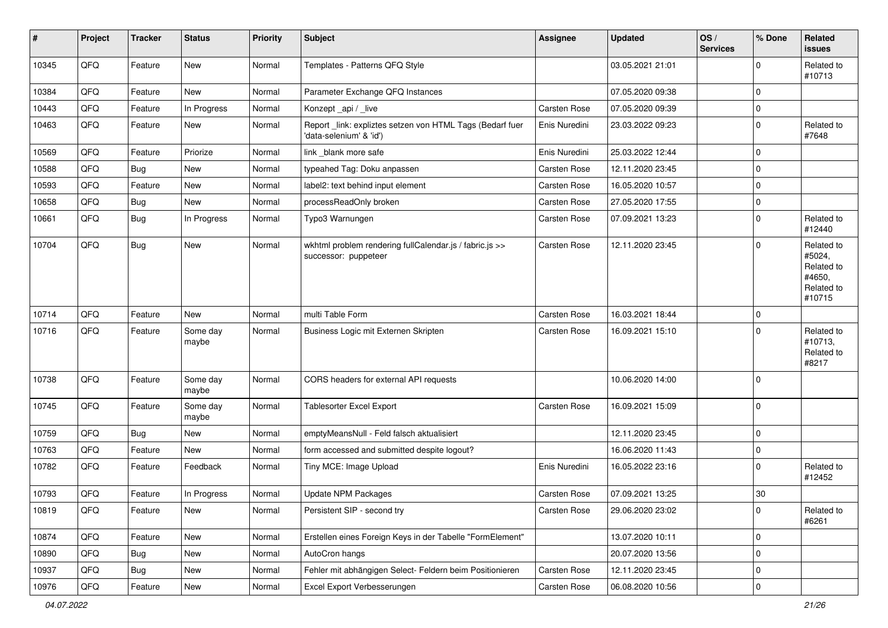| # | Project | Tracker | Status | Priority | Subject | Assignee | Updated | OS / Services | % Done | Related issues |
|---|---|---|---|---|---|---|---|---|---|---|
| 10345 | QFQ | Feature | New | Normal | Templates - Patterns QFQ Style | | 03.05.2021 21:01 | | 0 | Related to #10713 |
| 10384 | QFQ | Feature | New | Normal | Parameter Exchange QFQ Instances | | 07.05.2020 09:38 | | 0 | |
| 10443 | QFQ | Feature | In Progress | Normal | Konzept _api / _live | Carsten Rose | 07.05.2020 09:39 | | 0 | |
| 10463 | QFQ | Feature | New | Normal | Report _link: expliztes setzen von HTML Tags (Bedarf fuer 'data-selenium' & 'id') | Enis Nuredini | 23.03.2022 09:23 | | 0 | Related to #7648 |
| 10569 | QFQ | Feature | Priorize | Normal | link _blank more safe | Enis Nuredini | 25.03.2022 12:44 | | 0 | |
| 10588 | QFQ | Bug | New | Normal | typeahed Tag: Doku anpassen | Carsten Rose | 12.11.2020 23:45 | | 0 | |
| 10593 | QFQ | Feature | New | Normal | label2: text behind input element | Carsten Rose | 16.05.2020 10:57 | | 0 | |
| 10658 | QFQ | Bug | New | Normal | processReadOnly broken | Carsten Rose | 27.05.2020 17:55 | | 0 | |
| 10661 | QFQ | Bug | In Progress | Normal | Typo3 Warnungen | Carsten Rose | 07.09.2021 13:23 | | 0 | Related to #12440 |
| 10704 | QFQ | Bug | New | Normal | wkhtml problem rendering fullCalendar.js / fabric.js >> successor: puppeteer | Carsten Rose | 12.11.2020 23:45 | | 0 | Related to #5024, Related to #4650, Related to #10715 |
| 10714 | QFQ | Feature | New | Normal | multi Table Form | Carsten Rose | 16.03.2021 18:44 | | 0 | |
| 10716 | QFQ | Feature | Some day maybe | Normal | Business Logic mit Externen Skripten | Carsten Rose | 16.09.2021 15:10 | | 0 | Related to #10713, Related to #8217 |
| 10738 | QFQ | Feature | Some day maybe | Normal | CORS headers for external API requests | | 10.06.2020 14:00 | | 0 | |
| 10745 | QFQ | Feature | Some day maybe | Normal | Tablesorter Excel Export | Carsten Rose | 16.09.2021 15:09 | | 0 | |
| 10759 | QFQ | Bug | New | Normal | emptyMeansNull - Feld falsch aktualisiert | | 12.11.2020 23:45 | | 0 | |
| 10763 | QFQ | Feature | New | Normal | form accessed and submitted despite logout? | | 16.06.2020 11:43 | | 0 | |
| 10782 | QFQ | Feature | Feedback | Normal | Tiny MCE: Image Upload | Enis Nuredini | 16.05.2022 23:16 | | 0 | Related to #12452 |
| 10793 | QFQ | Feature | In Progress | Normal | Update NPM Packages | Carsten Rose | 07.09.2021 13:25 | | 30 | |
| 10819 | QFQ | Feature | New | Normal | Persistent SIP - second try | Carsten Rose | 29.06.2020 23:02 | | 0 | Related to #6261 |
| 10874 | QFQ | Feature | New | Normal | Erstellen eines Foreign Keys in der Tabelle "FormElement" | | 13.07.2020 10:11 | | 0 | |
| 10890 | QFQ | Bug | New | Normal | AutoCron hangs | | 20.07.2020 13:56 | | 0 | |
| 10937 | QFQ | Bug | New | Normal | Fehler mit abhängigen Select- Feldern beim Positionieren | Carsten Rose | 12.11.2020 23:45 | | 0 | |
| 10976 | QFQ | Feature | New | Normal | Excel Export Verbesserungen | Carsten Rose | 06.08.2020 10:56 | | 0 | |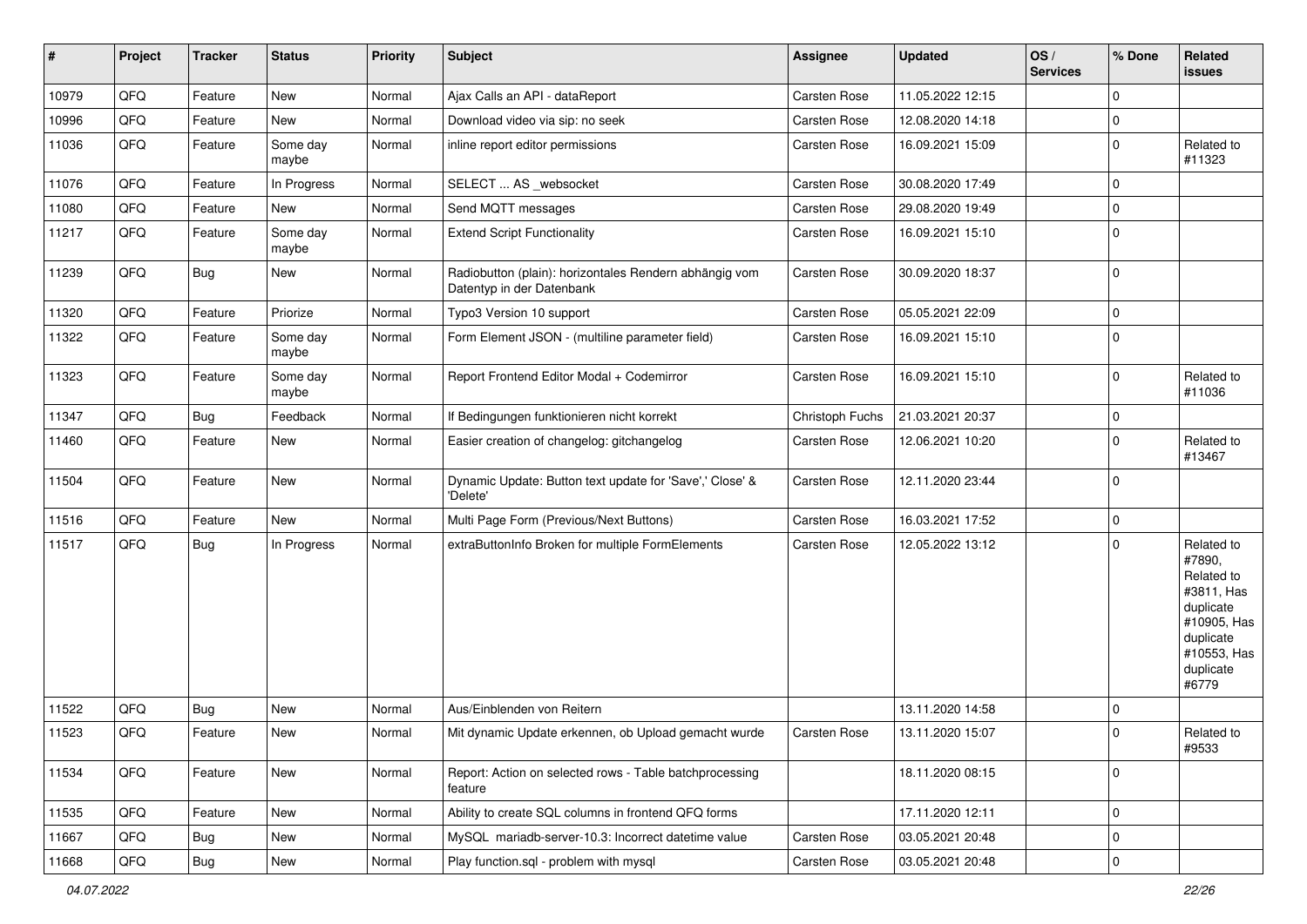| # | Project | Tracker | Status | Priority | Subject | Assignee | Updated | OS / Services | % Done | Related issues |
|---|---|---|---|---|---|---|---|---|---|---|
| 10979 | QFQ | Feature | New | Normal | Ajax Calls an API - dataReport | Carsten Rose | 11.05.2022 12:15 | | 0 | |
| 10996 | QFQ | Feature | New | Normal | Download video via sip: no seek | Carsten Rose | 12.08.2020 14:18 | | 0 | |
| 11036 | QFQ | Feature | Some day maybe | Normal | inline report editor permissions | Carsten Rose | 16.09.2021 15:09 | | 0 | Related to #11323 |
| 11076 | QFQ | Feature | In Progress | Normal | SELECT ... AS _websocket | Carsten Rose | 30.08.2020 17:49 | | 0 | |
| 11080 | QFQ | Feature | New | Normal | Send MQTT messages | Carsten Rose | 29.08.2020 19:49 | | 0 | |
| 11217 | QFQ | Feature | Some day maybe | Normal | Extend Script Functionality | Carsten Rose | 16.09.2021 15:10 | | 0 | |
| 11239 | QFQ | Bug | New | Normal | Radiobutton (plain): horizontales Rendern abhängig vom Datentyp in der Datenbank | Carsten Rose | 30.09.2020 18:37 | | 0 | |
| 11320 | QFQ | Feature | Priorize | Normal | Typo3 Version 10 support | Carsten Rose | 05.05.2021 22:09 | | 0 | |
| 11322 | QFQ | Feature | Some day maybe | Normal | Form Element JSON - (multiline parameter field) | Carsten Rose | 16.09.2021 15:10 | | 0 | |
| 11323 | QFQ | Feature | Some day maybe | Normal | Report Frontend Editor Modal + Codemirror | Carsten Rose | 16.09.2021 15:10 | | 0 | Related to #11036 |
| 11347 | QFQ | Bug | Feedback | Normal | If Bedingungen funktionieren nicht korrekt | Christoph Fuchs | 21.03.2021 20:37 | | 0 | |
| 11460 | QFQ | Feature | New | Normal | Easier creation of changelog: gitchangelog | Carsten Rose | 12.06.2021 10:20 | | 0 | Related to #13467 |
| 11504 | QFQ | Feature | New | Normal | Dynamic Update: Button text update for 'Save',' Close' & 'Delete' | Carsten Rose | 12.11.2020 23:44 | | 0 | |
| 11516 | QFQ | Feature | New | Normal | Multi Page Form (Previous/Next Buttons) | Carsten Rose | 16.03.2021 17:52 | | 0 | |
| 11517 | QFQ | Bug | In Progress | Normal | extraButtonInfo Broken for multiple FormElements | Carsten Rose | 12.05.2022 13:12 | | 0 | Related to #7890, Related to #3811, Has duplicate #10905, Has duplicate #10553, Has duplicate #6779 |
| 11522 | QFQ | Bug | New | Normal | Aus/Einblenden von Reitern | | 13.11.2020 14:58 | | 0 | |
| 11523 | QFQ | Feature | New | Normal | Mit dynamic Update erkennen, ob Upload gemacht wurde | Carsten Rose | 13.11.2020 15:07 | | 0 | Related to #9533 |
| 11534 | QFQ | Feature | New | Normal | Report: Action on selected rows - Table batchprocessing feature | | 18.11.2020 08:15 | | 0 | |
| 11535 | QFQ | Feature | New | Normal | Ability to create SQL columns in frontend QFQ forms | | 17.11.2020 12:11 | | 0 | |
| 11667 | QFQ | Bug | New | Normal | MySQL mariadb-server-10.3: Incorrect datetime value | Carsten Rose | 03.05.2021 20:48 | | 0 | |
| 11668 | QFQ | Bug | New | Normal | Play function.sql - problem with mysql | Carsten Rose | 03.05.2021 20:48 | | 0 | |

*04.07.2022*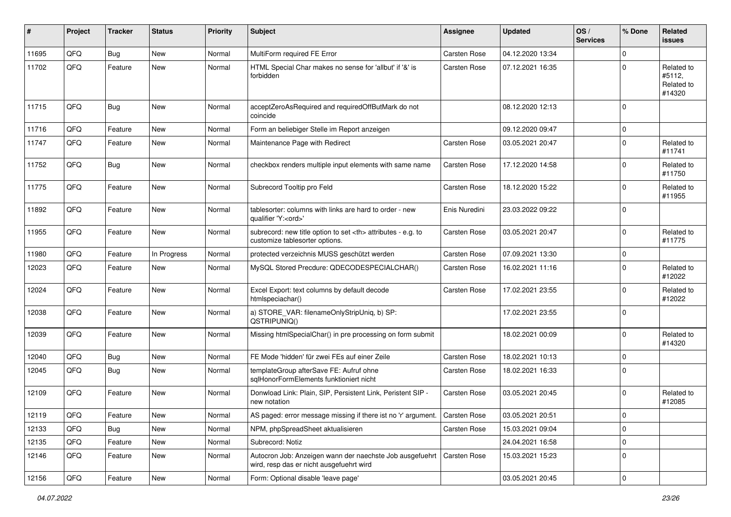| # | Project | Tracker | Status | Priority | Subject | Assignee | Updated | OS / Services | % Done | Related issues |
|---|---|---|---|---|---|---|---|---|---|---|
| 11695 | QFQ | Bug | New | Normal | MultiForm required FE Error | Carsten Rose | 04.12.2020 13:34 | | 0 | |
| 11702 | QFQ | Feature | New | Normal | HTML Special Char makes no sense for 'allbut' if '&' is forbidden | Carsten Rose | 07.12.2021 16:35 | | 0 | Related to #5112, Related to #14320 |
| 11715 | QFQ | Bug | New | Normal | acceptZeroAsRequired and requiredOffButMark do not coincide | | 08.12.2020 12:13 | | 0 | |
| 11716 | QFQ | Feature | New | Normal | Form an beliebiger Stelle im Report anzeigen | | 09.12.2020 09:47 | | 0 | |
| 11747 | QFQ | Feature | New | Normal | Maintenance Page with Redirect | Carsten Rose | 03.05.2021 20:47 | | 0 | Related to #11741 |
| 11752 | QFQ | Bug | New | Normal | checkbox renders multiple input elements with same name | Carsten Rose | 17.12.2020 14:58 | | 0 | Related to #11750 |
| 11775 | QFQ | Feature | New | Normal | Subrecord Tooltip pro Feld | Carsten Rose | 18.12.2020 15:22 | | 0 | Related to #11955 |
| 11892 | QFQ | Feature | New | Normal | tablesorter: columns with links are hard to order - new qualifier 'Y:<ord>' | Enis Nuredini | 23.03.2022 09:22 | | 0 | |
| 11955 | QFQ | Feature | New | Normal | subrecord: new title option to set <th> attributes - e.g. to customize tablesorter options. | Carsten Rose | 03.05.2021 20:47 | | 0 | Related to #11775 |
| 11980 | QFQ | Feature | In Progress | Normal | protected verzeichnis MUSS geschützt werden | Carsten Rose | 07.09.2021 13:30 | | 0 | |
| 12023 | QFQ | Feature | New | Normal | MySQL Stored Precdure: QDECODESPECIALCHAR() | Carsten Rose | 16.02.2021 11:16 | | 0 | Related to #12022 |
| 12024 | QFQ | Feature | New | Normal | Excel Export: text columns by default decode htmlspeciachar() | Carsten Rose | 17.02.2021 23:55 | | 0 | Related to #12022 |
| 12038 | QFQ | Feature | New | Normal | a) STORE_VAR: filenameOnlyStripUniq, b) SP: QSTRIPUNIQ() | | 17.02.2021 23:55 | | 0 | |
| 12039 | QFQ | Feature | New | Normal | Missing htmlSpecialChar() in pre processing on form submit | | 18.02.2021 00:09 | | 0 | Related to #14320 |
| 12040 | QFQ | Bug | New | Normal | FE Mode 'hidden' für zwei FEs auf einer Zeile | Carsten Rose | 18.02.2021 10:13 | | 0 | |
| 12045 | QFQ | Bug | New | Normal | templateGroup afterSave FE: Aufruf ohne sqlHonorFormElements funktioniert nicht | Carsten Rose | 18.02.2021 16:33 | | 0 | |
| 12109 | QFQ | Feature | New | Normal | Donwload Link: Plain, SIP, Persistent Link, Peristent SIP - new notation | Carsten Rose | 03.05.2021 20:45 | | 0 | Related to #12085 |
| 12119 | QFQ | Feature | New | Normal | AS paged: error message missing if there ist no 'r' argument. | Carsten Rose | 03.05.2021 20:51 | | 0 | |
| 12133 | QFQ | Bug | New | Normal | NPM, phpSpreadSheet aktualisieren | Carsten Rose | 15.03.2021 09:04 | | 0 | |
| 12135 | QFQ | Feature | New | Normal | Subrecord: Notiz | | 24.04.2021 16:58 | | 0 | |
| 12146 | QFQ | Feature | New | Normal | Autocron Job: Anzeigen wann der naechste Job ausgefuehrt wird, resp das er nicht ausgefuehrt wird | Carsten Rose | 15.03.2021 15:23 | | 0 | |
| 12156 | QFQ | Feature | New | Normal | Form: Optional disable 'leave page' | | 03.05.2021 20:45 | | 0 | |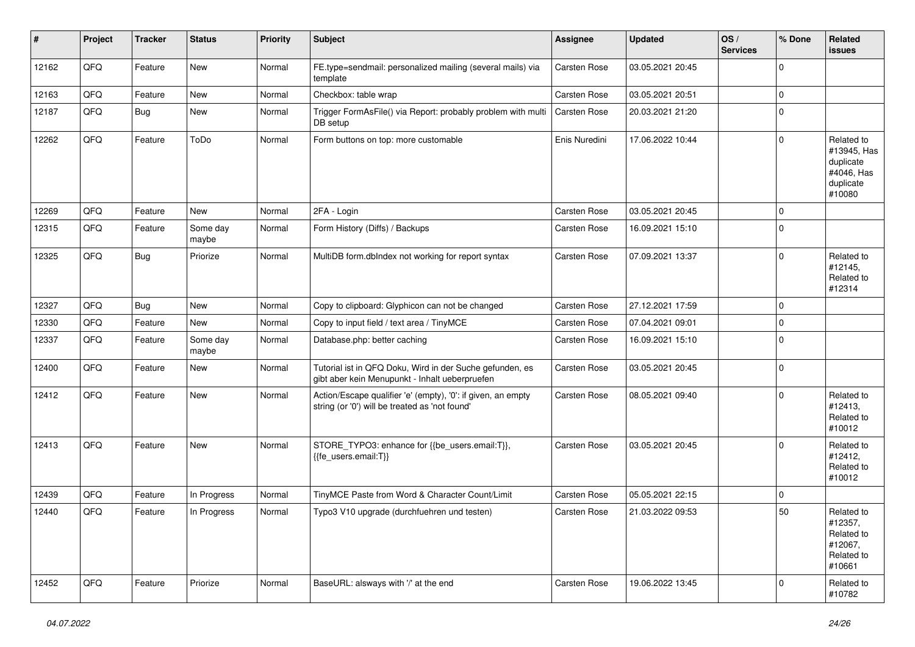| # | Project | Tracker | Status | Priority | Subject | Assignee | Updated | OS / Services | % Done | Related issues |
|---|---|---|---|---|---|---|---|---|---|---|
| 12162 | QFQ | Feature | New | Normal | FE.type=sendmail: personalized mailing (several mails) via template | Carsten Rose | 03.05.2021 20:45 | | 0 | |
| 12163 | QFQ | Feature | New | Normal | Checkbox: table wrap | Carsten Rose | 03.05.2021 20:51 | | 0 | |
| 12187 | QFQ | Bug | New | Normal | Trigger FormAsFile() via Report: probably problem with multi DB setup | Carsten Rose | 20.03.2021 21:20 | | 0 | |
| 12262 | QFQ | Feature | ToDo | Normal | Form buttons on top: more customable | Enis Nuredini | 17.06.2022 10:44 | | 0 | Related to #13945, Has duplicate #4046, Has duplicate #10080 |
| 12269 | QFQ | Feature | New | Normal | 2FA - Login | Carsten Rose | 03.05.2021 20:45 | | 0 | |
| 12315 | QFQ | Feature | Some day maybe | Normal | Form History (Diffs) / Backups | Carsten Rose | 16.09.2021 15:10 | | 0 | |
| 12325 | QFQ | Bug | Priorize | Normal | MultiDB form.dbIndex not working for report syntax | Carsten Rose | 07.09.2021 13:37 | | 0 | Related to #12145, Related to #12314 |
| 12327 | QFQ | Bug | New | Normal | Copy to clipboard: Glyphicon can not be changed | Carsten Rose | 27.12.2021 17:59 | | 0 | |
| 12330 | QFQ | Feature | New | Normal | Copy to input field / text area / TinyMCE | Carsten Rose | 07.04.2021 09:01 | | 0 | |
| 12337 | QFQ | Feature | Some day maybe | Normal | Database.php: better caching | Carsten Rose | 16.09.2021 15:10 | | 0 | |
| 12400 | QFQ | Feature | New | Normal | Tutorial ist in QFQ Doku, Wird in der Suche gefunden, es gibt aber kein Menupunkt - Inhalt ueberpruefen | Carsten Rose | 03.05.2021 20:45 | | 0 | |
| 12412 | QFQ | Feature | New | Normal | Action/Escape qualifier 'e' (empty), '0': if given, an empty string (or '0') will be treated as 'not found' | Carsten Rose | 08.05.2021 09:40 | | 0 | Related to #12413, Related to #10012 |
| 12413 | QFQ | Feature | New | Normal | STORE_TYPO3: enhance for {{be_users.email:T}}, {{fe_users.email:T}} | Carsten Rose | 03.05.2021 20:45 | | 0 | Related to #12412, Related to #10012 |
| 12439 | QFQ | Feature | In Progress | Normal | TinyMCE Paste from Word & Character Count/Limit | Carsten Rose | 05.05.2021 22:15 | | 0 | |
| 12440 | QFQ | Feature | In Progress | Normal | Typo3 V10 upgrade (durchfuehren und testen) | Carsten Rose | 21.03.2022 09:53 | | 50 | Related to #12357, Related to #12067, Related to #10661 |
| 12452 | QFQ | Feature | Priorize | Normal | BaseURL: alsways with '/' at the end | Carsten Rose | 19.06.2022 13:45 | | 0 | Related to #10782 |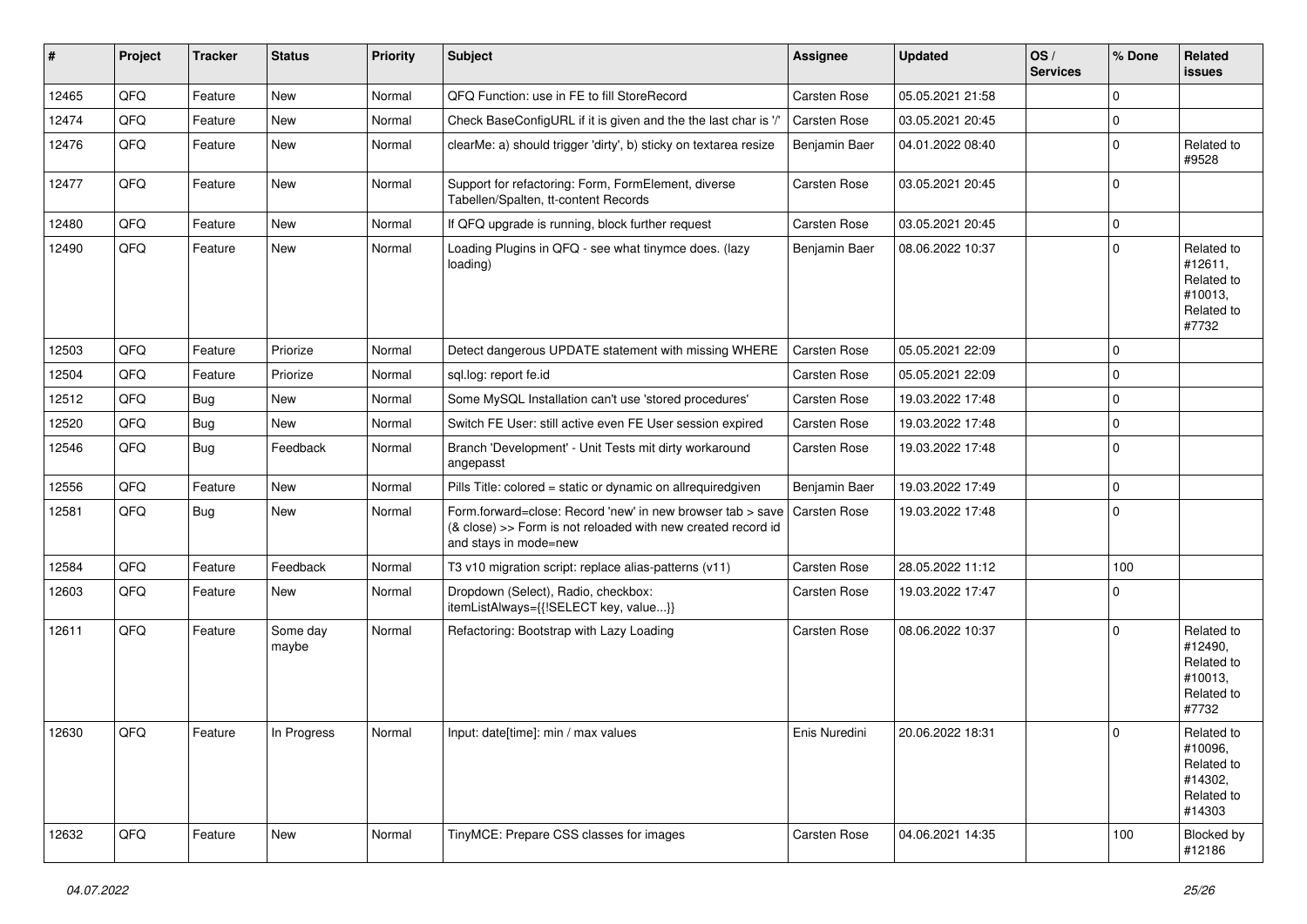| # | Project | Tracker | Status | Priority | Subject | Assignee | Updated | OS / Services | % Done | Related issues |
|---|---|---|---|---|---|---|---|---|---|---|
| 12465 | QFQ | Feature | New | Normal | QFQ Function: use in FE to fill StoreRecord | Carsten Rose | 05.05.2021 21:58 | | 0 | |
| 12474 | QFQ | Feature | New | Normal | Check BaseConfigURL if it is given and the the last char is '/' | Carsten Rose | 03.05.2021 20:45 | | 0 | |
| 12476 | QFQ | Feature | New | Normal | clearMe: a) should trigger 'dirty', b) sticky on textarea resize | Benjamin Baer | 04.01.2022 08:40 | | 0 | Related to #9528 |
| 12477 | QFQ | Feature | New | Normal | Support for refactoring: Form, FormElement, diverse Tabellen/Spalten, tt-content Records | Carsten Rose | 03.05.2021 20:45 | | 0 | |
| 12480 | QFQ | Feature | New | Normal | If QFQ upgrade is running, block further request | Carsten Rose | 03.05.2021 20:45 | | 0 | |
| 12490 | QFQ | Feature | New | Normal | Loading Plugins in QFQ - see what tinymce does. (lazy loading) | Benjamin Baer | 08.06.2022 10:37 | | 0 | Related to #12611, Related to #10013, Related to #7732 |
| 12503 | QFQ | Feature | Priorize | Normal | Detect dangerous UPDATE statement with missing WHERE | Carsten Rose | 05.05.2021 22:09 | | 0 | |
| 12504 | QFQ | Feature | Priorize | Normal | sql.log: report fe.id | Carsten Rose | 05.05.2021 22:09 | | 0 | |
| 12512 | QFQ | Bug | New | Normal | Some MySQL Installation can't use 'stored procedures' | Carsten Rose | 19.03.2022 17:48 | | 0 | |
| 12520 | QFQ | Bug | New | Normal | Switch FE User: still active even FE User session expired | Carsten Rose | 19.03.2022 17:48 | | 0 | |
| 12546 | QFQ | Bug | Feedback | Normal | Branch 'Development' - Unit Tests mit dirty workaround angepasst | Carsten Rose | 19.03.2022 17:48 | | 0 | |
| 12556 | QFQ | Feature | New | Normal | Pills Title: colored = static or dynamic on allrequiredgiven | Benjamin Baer | 19.03.2022 17:49 | | 0 | |
| 12581 | QFQ | Bug | New | Normal | Form.forward=close: Record 'new' in new browser tab > save (& close) >> Form is not reloaded with new created record id and stays in mode=new | Carsten Rose | 19.03.2022 17:48 | | 0 | |
| 12584 | QFQ | Feature | Feedback | Normal | T3 v10 migration script: replace alias-patterns (v11) | Carsten Rose | 28.05.2022 11:12 | | 100 | |
| 12603 | QFQ | Feature | New | Normal | Dropdown (Select), Radio, checkbox: itemListAlways={{!SELECT key, value...}} | Carsten Rose | 19.03.2022 17:47 | | 0 | |
| 12611 | QFQ | Feature | Some day maybe | Normal | Refactoring: Bootstrap with Lazy Loading | Carsten Rose | 08.06.2022 10:37 | | 0 | Related to #12490, Related to #10013, Related to #7732 |
| 12630 | QFQ | Feature | In Progress | Normal | Input: date[time]: min / max values | Enis Nuredini | 20.06.2022 18:31 | | 0 | Related to #10096, Related to #14302, Related to #14303 |
| 12632 | QFQ | Feature | New | Normal | TinyMCE: Prepare CSS classes for images | Carsten Rose | 04.06.2021 14:35 | | 100 | Blocked by #12186 |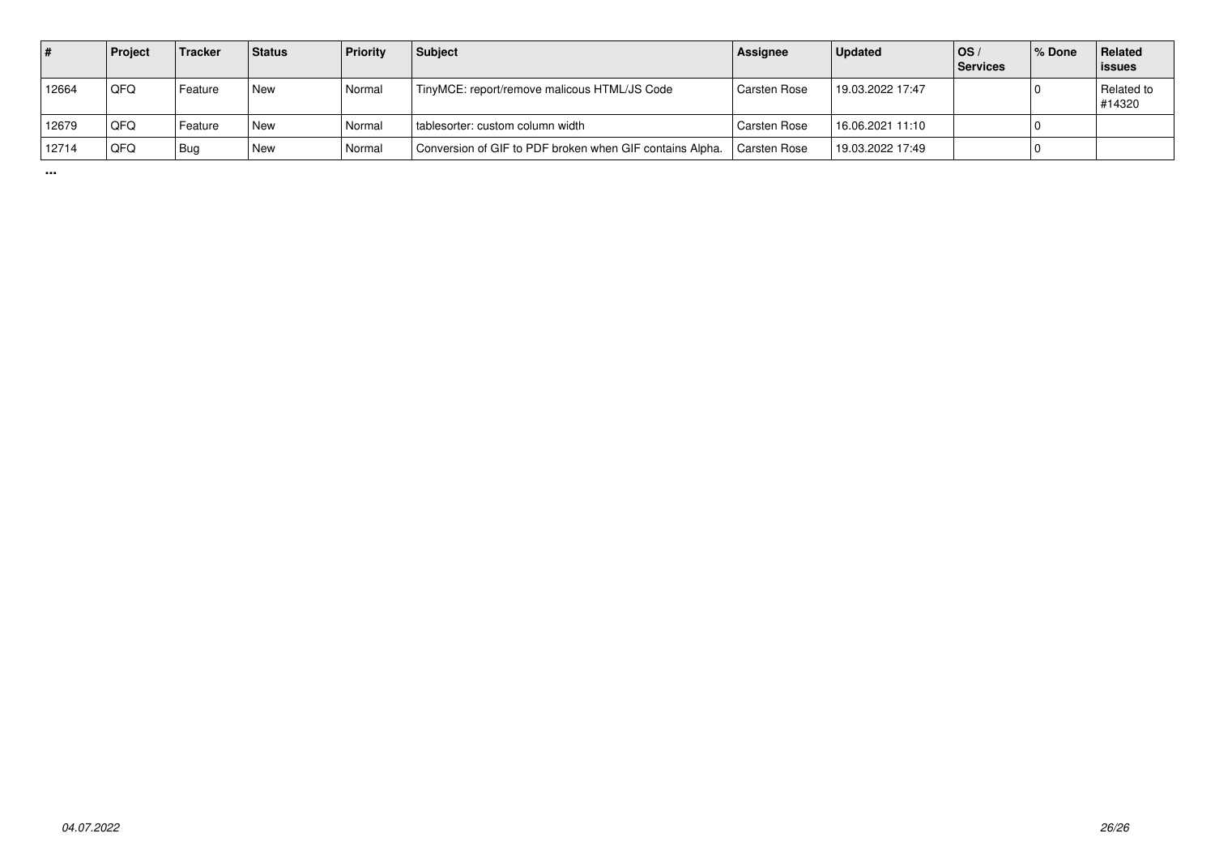| # | Project | Tracker | Status | Priority | Subject | Assignee | Updated | OS / Services | % Done | Related issues |
|---|---|---|---|---|---|---|---|---|---|---|
| 12664 | QFQ | Feature | New | Normal | TinyMCE: report/remove malicous HTML/JS Code | Carsten Rose | 19.03.2022 17:47 | | 0 | Related to #14320 |
| 12679 | QFQ | Feature | New | Normal | tablesorter: custom column width | Carsten Rose | 16.06.2021 11:10 | | 0 | |
| 12714 | QFQ | Bug | New | Normal | Conversion of GIF to PDF broken when GIF contains Alpha. | Carsten Rose | 19.03.2022 17:49 | | 0 | |

...